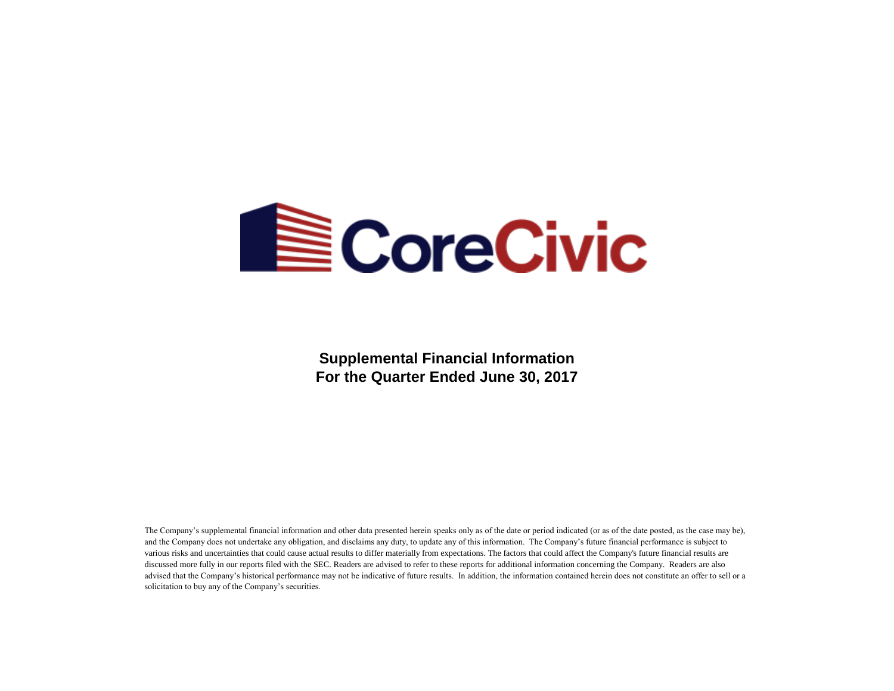CoreCivic

**Supplemental Financial Information**
**For the Quarter Ended June 30, 2017**

The Company's supplemental financial information and other data presented herein speaks only as of the date or period indicated (or as of the date posted, as the case may be), and the Company does not undertake any obligation, and disclaims any duty, to update any of this information. The Company's future financial performance is subject to various risks and uncertainties that could cause actual results to differ materially from expectations. The factors that could affect the Company's future financial results are discussed more fully in our reports filed with the SEC. Readers are advised to refer to these reports for additional information concerning the Company. Readers are also advised that the Company's historical performance may not be indicative of future results. In addition, the information contained herein does not constitute an offer to sell or a solicitation to buy any of the Company's securities.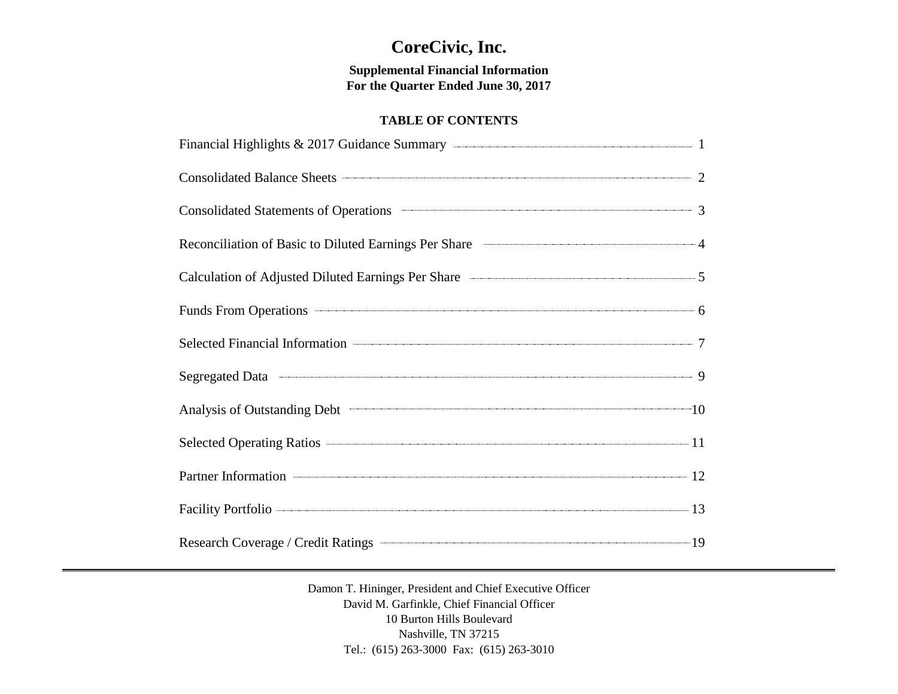# CoreCivic, Inc.

**Supplemental Financial Information**
**For the Quarter Ended June 30, 2017**

**TABLE OF CONTENTS**

| | |
|---|---|
| Financial Highlights & 2017 Guidance Summary | 1 |
| Consolidated Balance Sheets | 2 |
| Consolidated Statements of Operations | 3 |
| Reconciliation of Basic to Diluted Earnings Per Share | 4 |
| Calculation of Adjusted Diluted Earnings Per Share | 5 |
| Funds From Operations | 6 |
| Selected Financial Information | 7 |
| Segregated Data | 9 |
| Analysis of Outstanding Debt | 10 |
| Selected Operating Ratios | 11 |
| Partner Information | 12 |
| Facility Portfolio | 13 |
| Research Coverage / Credit Ratings | 19 |

---

Damon T. Hininger, President and Chief Executive Officer
David M. Garfinkle, Chief Financial Officer
10 Burton Hills Boulevard
Nashville, TN 37215
Tel.: (615) 263-3000 Fax: (615) 263-3010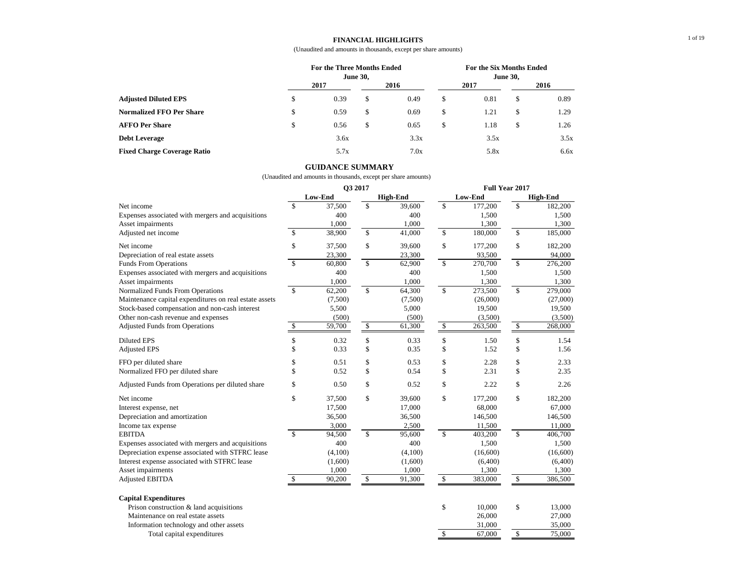## FINANCIAL HIGHLIGHTS

(Unaudited and amounts in thousands, except per share amounts)

| | For the Three Months Ended June 30, | | For the Six Months Ended June 30, | |
|---|---|---|---|---|
| | 2017 | 2016 | 2017 | 2016 |
| **Adjusted Diluted EPS** | $ 0.39 | $ 0.49 | $ 0.81 | $ 0.89 |
| **Normalized FFO Per Share** | $ 0.59 | $ 0.69 | $ 1.21 | $ 1.29 |
| **AFFO Per Share** | $ 0.56 | $ 0.65 | $ 1.18 | $ 1.26 |
| **Debt Leverage** | 3.6x | 3.3x | 3.5x | 3.5x |
| **Fixed Charge Coverage Ratio** | 5.7x | 7.0x | 5.8x | 6.6x |

## GUIDANCE SUMMARY

(Unaudited and amounts in thousands, except per share amounts)

| | Q3 2017 | | Full Year 2017 | |
|---|---|---|---|---|
| | Low-End | High-End | Low-End | High-End |
| Net income | $ 37,500 | $ 39,600 | $ 177,200 | $ 182,200 |
| Expenses associated with mergers and acquisitions | 400 | 400 | 1,500 | 1,500 |
| Asset impairments | 1,000 | 1,000 | 1,300 | 1,300 |
| Adjusted net income | $ 38,900 | $ 41,000 | $ 180,000 | $ 185,000 |
| | | | | |
| Net income | $ 37,500 | $ 39,600 | $ 177,200 | $ 182,200 |
| Depreciation of real estate assets | 23,300 | 23,300 | 93,500 | 94,000 |
| Funds From Operations | $ 60,800 | $ 62,900 | $ 270,700 | $ 276,200 |
| Expenses associated with mergers and acquisitions | 400 | 400 | 1,500 | 1,500 |
| Asset impairments | 1,000 | 1,000 | 1,300 | 1,300 |
| Normalized Funds From Operations | $ 62,200 | $ 64,300 | $ 273,500 | $ 279,000 |
| Maintenance capital expenditures on real estate assets | (7,500) | (7,500) | (26,000) | (27,000) |
| Stock-based compensation and non-cash interest | 5,500 | 5,000 | 19,500 | 19,500 |
| Other non-cash revenue and expenses | (500) | (500) | (3,500) | (3,500) |
| Adjusted Funds from Operations | $ 59,700 | $ 61,300 | $ 263,500 | $ 268,000 |
| | | | | |
| Diluted EPS | $ 0.32 | $ 0.33 | $ 1.50 | $ 1.54 |
| Adjusted EPS | $ 0.33 | $ 0.35 | $ 1.52 | $ 1.56 |
| | | | | |
| FFO per diluted share | $ 0.51 | $ 0.53 | $ 2.28 | $ 2.33 |
| Normalized FFO per diluted share | $ 0.52 | $ 0.54 | $ 2.31 | $ 2.35 |
| | | | | |
| Adjusted Funds from Operations per diluted share | $ 0.50 | $ 0.52 | $ 2.22 | $ 2.26 |
| | | | | |
| Net income | $ 37,500 | $ 39,600 | $ 177,200 | $ 182,200 |
| Interest expense, net | 17,500 | 17,000 | 68,000 | 67,000 |
| Depreciation and amortization | 36,500 | 36,500 | 146,500 | 146,500 |
| Income tax expense | 3,000 | 2,500 | 11,500 | 11,000 |
| EBITDA | $ 94,500 | $ 95,600 | $ 403,200 | $ 406,700 |
| Expenses associated with mergers and acquisitions | 400 | 400 | 1,500 | 1,500 |
| Depreciation expense associated with STFRC lease | (4,100) | (4,100) | (16,600) | (16,600) |
| Interest expense associated with STFRC lease | (1,600) | (1,600) | (6,400) | (6,400) |
| Asset impairments | 1,000 | 1,000 | 1,300 | 1,300 |
| Adjusted EBITDA | $ 90,200 | $ 91,300 | $ 383,000 | $ 386,500 |
| | | | | |
| **Capital Expenditures** | | | | |
| Prison construction & land acquisitions | | | $ 10,000 | $ 13,000 |
| Maintenance on real estate assets | | | 26,000 | 27,000 |
| Information technology and other assets | | | 31,000 | 35,000 |
| Total capital expenditures | | | $ 67,000 | $ 75,000 |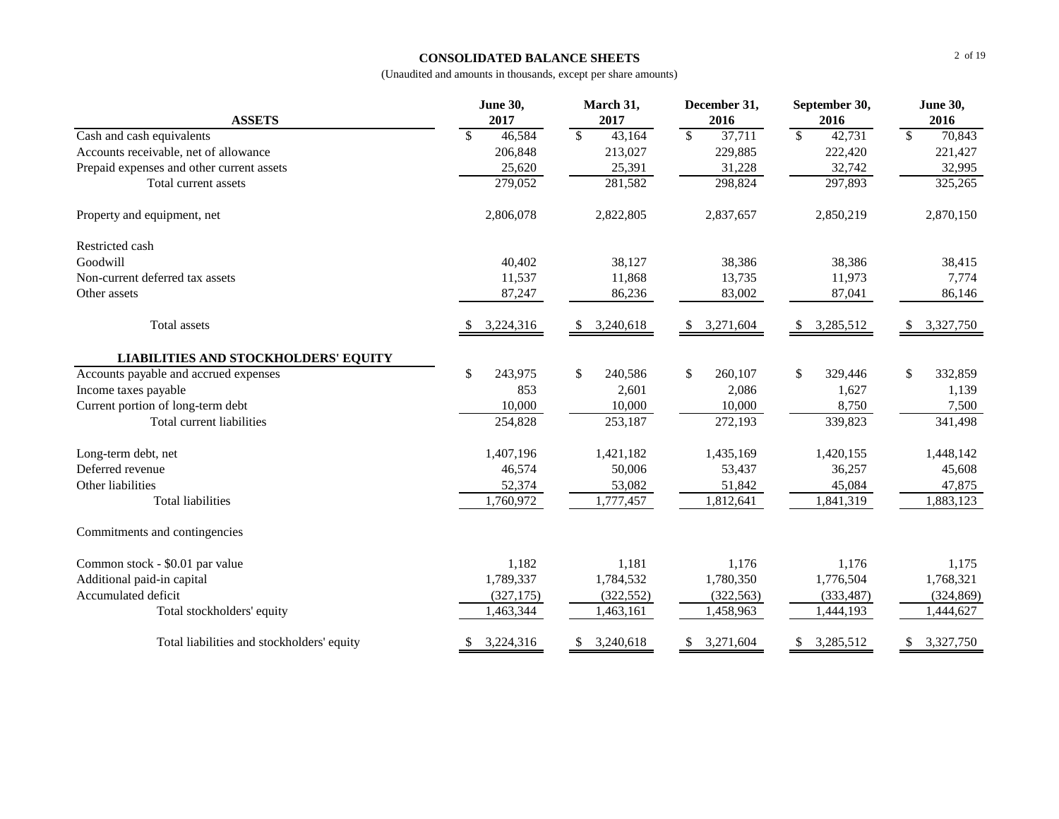# CONSOLIDATED BALANCE SHEETS

(Unaudited and amounts in thousands, except per share amounts)

| ASSETS | June 30, 2017 | March 31, 2017 | December 31, 2016 | September 30, 2016 | June 30, 2016 |
|---|---|---|---|---|---|
| Cash and cash equivalents | $ 46,584 | $ 43,164 | $ 37,711 | $ 42,731 | $ 70,843 |
| Accounts receivable, net of allowance | 206,848 | 213,027 | 229,885 | 222,420 | 221,427 |
| Prepaid expenses and other current assets | 25,620 | 25,391 | 31,228 | 32,742 | 32,995 |
| Total current assets | 279,052 | 281,582 | 298,824 | 297,893 | 325,265 |
| Property and equipment, net | 2,806,078 | 2,822,805 | 2,837,657 | 2,850,219 | 2,870,150 |
| Restricted cash | | | | | |
| Goodwill | 40,402 | 38,127 | 38,386 | 38,386 | 38,415 |
| Non-current deferred tax assets | 11,537 | 11,868 | 13,735 | 11,973 | 7,774 |
| Other assets | 87,247 | 86,236 | 83,002 | 87,041 | 86,146 |
| Total assets | $ 3,224,316 | $ 3,240,618 | $ 3,271,604 | $ 3,285,512 | $ 3,327,750 |
| **LIABILITIES AND STOCKHOLDERS' EQUITY** | | | | | |
| Accounts payable and accrued expenses | $ 243,975 | $ 240,586 | $ 260,107 | $ 329,446 | $ 332,859 |
| Income taxes payable | 853 | 2,601 | 2,086 | 1,627 | 1,139 |
| Current portion of long-term debt | 10,000 | 10,000 | 10,000 | 8,750 | 7,500 |
| Total current liabilities | 254,828 | 253,187 | 272,193 | 339,823 | 341,498 |
| Long-term debt, net | 1,407,196 | 1,421,182 | 1,435,169 | 1,420,155 | 1,448,142 |
| Deferred revenue | 46,574 | 50,006 | 53,437 | 36,257 | 45,608 |
| Other liabilities | 52,374 | 53,082 | 51,842 | 45,084 | 47,875 |
| Total liabilities | 1,760,972 | 1,777,457 | 1,812,641 | 1,841,319 | 1,883,123 |
| Commitments and contingencies | | | | | |
| Common stock - $0.01 par value | 1,182 | 1,181 | 1,176 | 1,176 | 1,175 |
| Additional paid-in capital | 1,789,337 | 1,784,532 | 1,780,350 | 1,776,504 | 1,768,321 |
| Accumulated deficit | (327,175) | (322,552) | (322,563) | (333,487) | (324,869) |
| Total stockholders' equity | 1,463,344 | 1,463,161 | 1,458,963 | 1,444,193 | 1,444,627 |
| Total liabilities and stockholders' equity | $ 3,224,316 | $ 3,240,618 | $ 3,271,604 | $ 3,285,512 | $ 3,327,750 |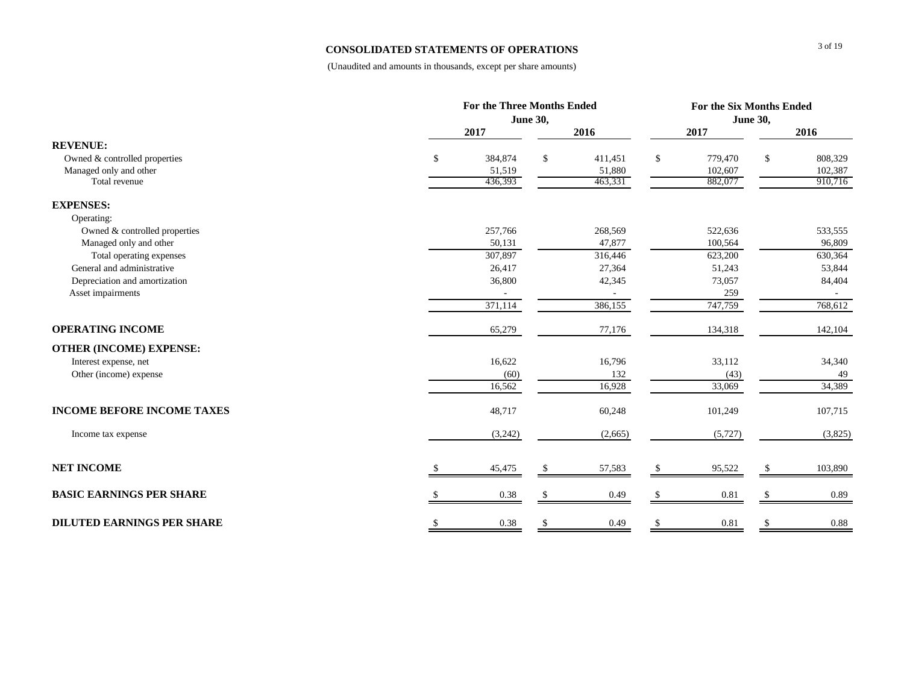## CONSOLIDATED STATEMENTS OF OPERATIONS

(Unaudited and amounts in thousands, except per share amounts)

| | For the Three Months Ended June 30, | | For the Six Months Ended June 30, | |
|---|---|---|---|---|
| | 2017 | 2016 | 2017 | 2016 |
| **REVENUE:** | | | | |
| Owned & controlled properties | $ 384,874 | $ 411,451 | $ 779,470 | $ 808,329 |
| Managed only and other | 51,519 | 51,880 | 102,607 | 102,387 |
| Total revenue | 436,393 | 463,331 | 882,077 | 910,716 |
| **EXPENSES:** | | | | |
| Operating: | | | | |
| Owned & controlled properties | 257,766 | 268,569 | 522,636 | 533,555 |
| Managed only and other | 50,131 | 47,877 | 100,564 | 96,809 |
| Total operating expenses | 307,897 | 316,446 | 623,200 | 630,364 |
| General and administrative | 26,417 | 27,364 | 51,243 | 53,844 |
| Depreciation and amortization | 36,800 | 42,345 | 73,057 | 84,404 |
| Asset impairments | - | - | 259 | - |
| | 371,114 | 386,155 | 747,759 | 768,612 |
| **OPERATING INCOME** | 65,279 | 77,176 | 134,318 | 142,104 |
| **OTHER (INCOME) EXPENSE:** | | | | |
| Interest expense, net | 16,622 | 16,796 | 33,112 | 34,340 |
| Other (income) expense | (60) | 132 | (43) | 49 |
| | 16,562 | 16,928 | 33,069 | 34,389 |
| **INCOME BEFORE INCOME TAXES** | 48,717 | 60,248 | 101,249 | 107,715 |
| Income tax expense | (3,242) | (2,665) | (5,727) | (3,825) |
| **NET INCOME** | $ 45,475 | $ 57,583 | $ 95,522 | $ 103,890 |
| **BASIC EARNINGS PER SHARE** | $ 0.38 | $ 0.49 | $ 0.81 | $ 0.89 |
| **DILUTED EARNINGS PER SHARE** | $ 0.38 | $ 0.49 | $ 0.81 | $ 0.88 |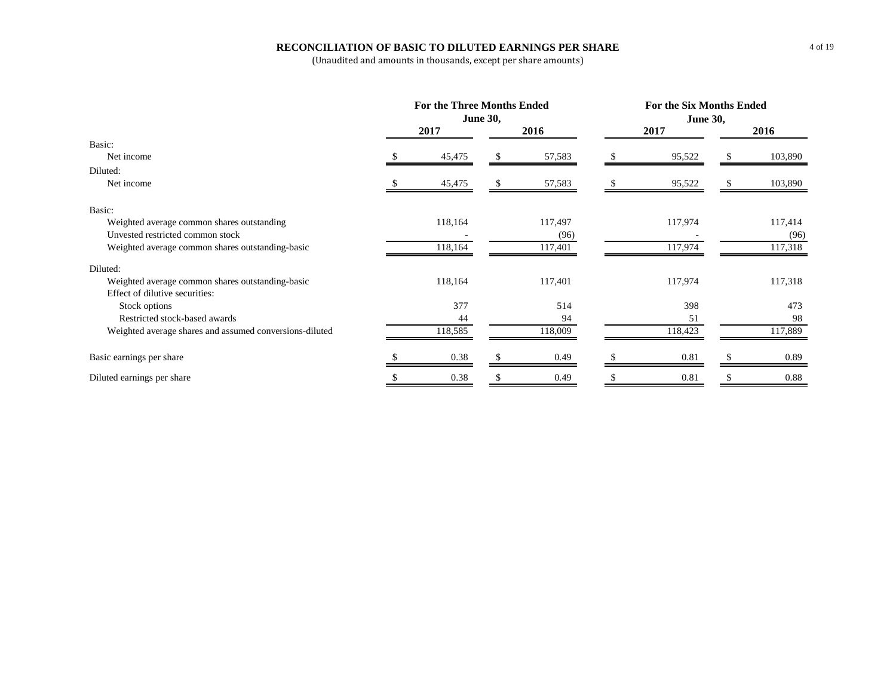# RECONCILIATION OF BASIC TO DILUTED EARNINGS PER SHARE

(Unaudited and amounts in thousands, except per share amounts)

| | For the Three Months Ended June 30, | | For the Six Months Ended June 30, | |
|---|---|---|---|---|
| | 2017 | 2016 | 2017 | 2016 |
| Basic: | | | | |
| Net income | $ 45,475 | $ 57,583 | $ 95,522 | $ 103,890 |
| Diluted: | | | | |
| Net income | $ 45,475 | $ 57,583 | $ 95,522 | $ 103,890 |
| Basic: | | | | |
| Weighted average common shares outstanding | 118,164 | 117,497 | 117,974 | 117,414 |
| Unvested restricted common stock | - | (96) | - | (96) |
| Weighted average common shares outstanding-basic | 118,164 | 117,401 | 117,974 | 117,318 |
| Diluted: | | | | |
| Weighted average common shares outstanding-basic | 118,164 | 117,401 | 117,974 | 117,318 |
| Effect of dilutive securities: | | | | |
| Stock options | 377 | 514 | 398 | 473 |
| Restricted stock-based awards | 44 | 94 | 51 | 98 |
| Weighted average shares and assumed conversions-diluted | 118,585 | 118,009 | 118,423 | 117,889 |
| Basic earnings per share | $ 0.38 | $ 0.49 | $ 0.81 | $ 0.89 |
| Diluted earnings per share | $ 0.38 | $ 0.49 | $ 0.81 | $ 0.88 |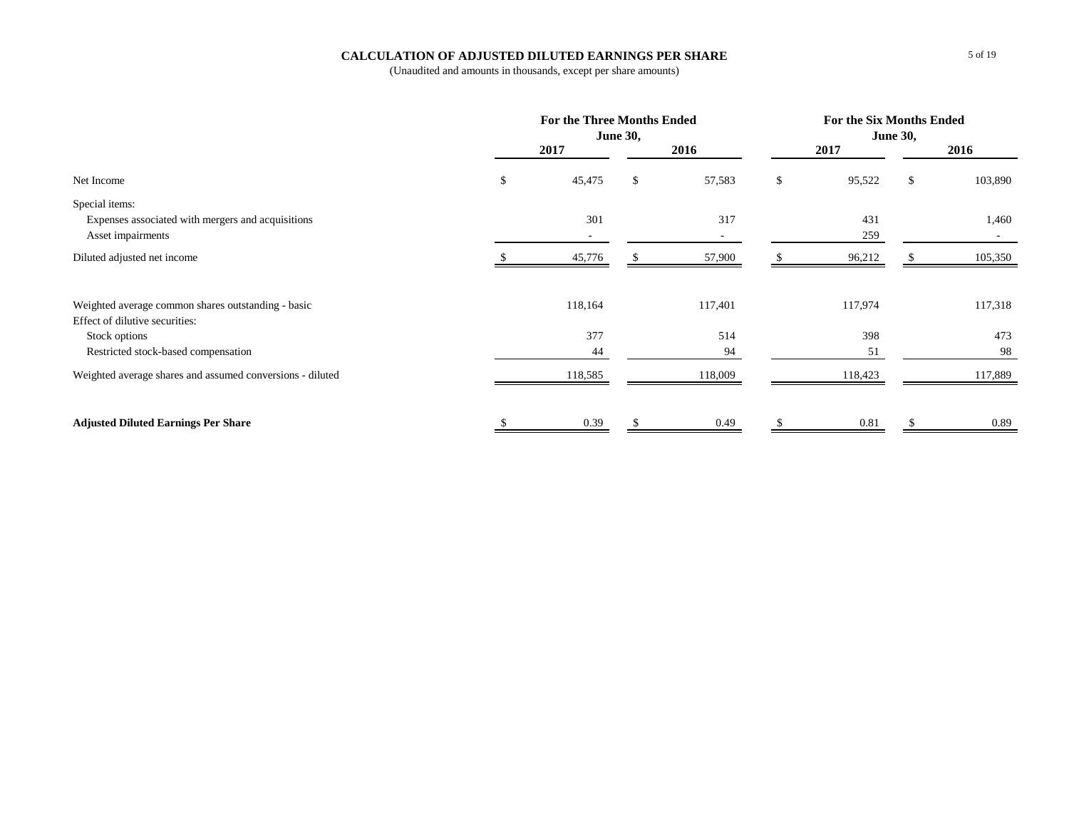## CALCULATION OF ADJUSTED DILUTED EARNINGS PER SHARE

(Unaudited and amounts in thousands, except per share amounts)

| | For the Three Months Ended June 30, | | For the Six Months Ended June 30, | |
|---|---|---|---|---|
| | 2017 | 2016 | 2017 | 2016 |
| Net Income | $ 45,475 | $ 57,583 | $ 95,522 | $ 103,890 |
| Special items: | | | | |
| Expenses associated with mergers and acquisitions | 301 | 317 | 431 | 1,460 |
| Asset impairments | - | - | 259 | - |
| Diluted adjusted net income | $ 45,776 | $ 57,900 | $ 96,212 | $ 105,350 |
| | | | | |
| Weighted average common shares outstanding - basic | 118,164 | 117,401 | 117,974 | 117,318 |
| Effect of dilutive securities: | | | | |
| Stock options | 377 | 514 | 398 | 473 |
| Restricted stock-based compensation | 44 | 94 | 51 | 98 |
| Weighted average shares and assumed conversions - diluted | 118,585 | 118,009 | 118,423 | 117,889 |
| | | | | |
| **Adjusted Diluted Earnings Per Share** | $ 0.39 | $ 0.49 | $ 0.81 | $ 0.89 |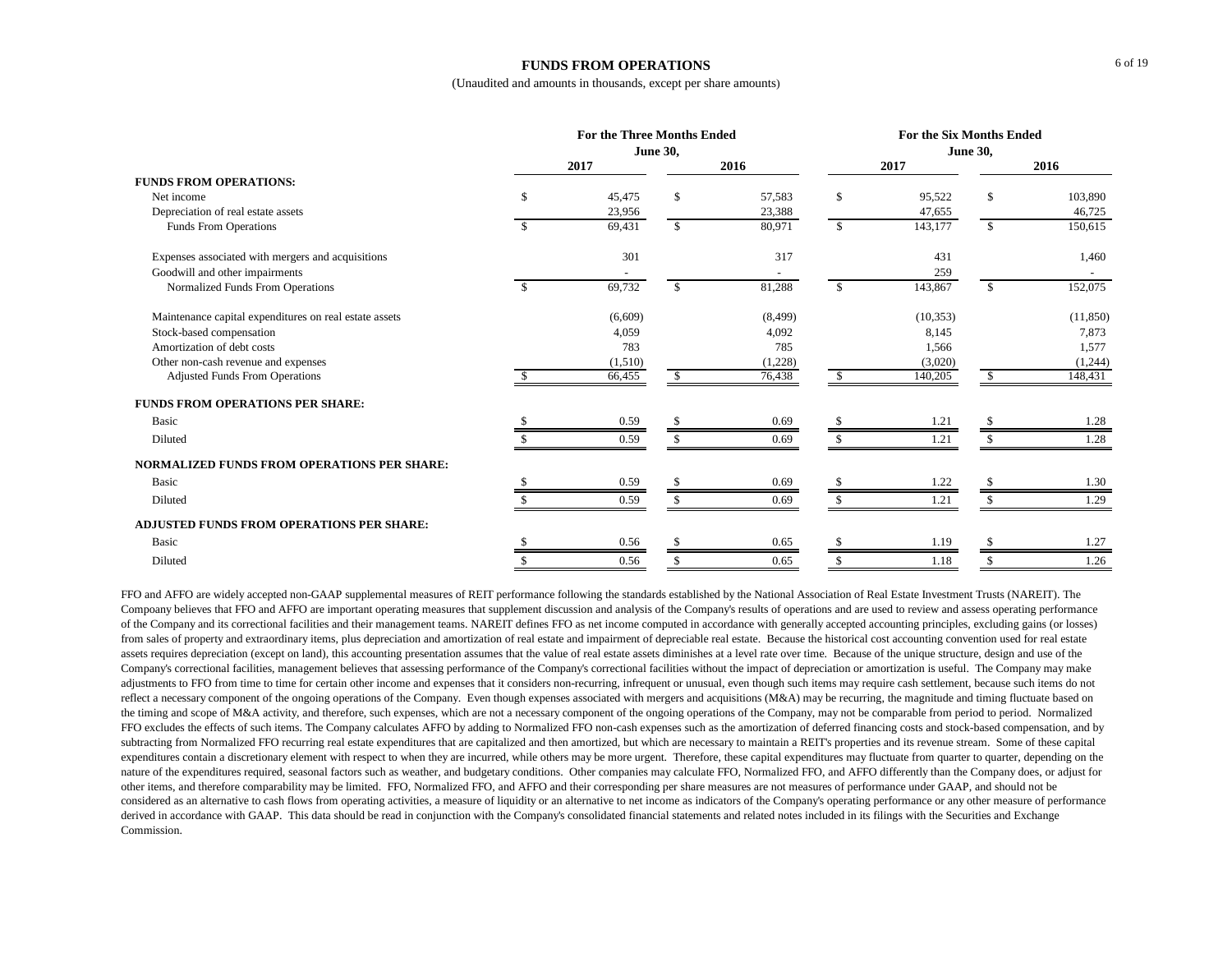# FUNDS FROM OPERATIONS

(Unaudited and amounts in thousands, except per share amounts)

| | For the Three Months Ended June 30, | | For the Six Months Ended June 30, | |
|---|---|---|---|---|
| | 2017 | 2016 | 2017 | 2016 |
| **FUNDS FROM OPERATIONS:** | | | | |
| Net income | $ 45,475 | $ 57,583 | $ 95,522 | $ 103,890 |
| Depreciation of real estate assets | 23,956 | 23,388 | 47,655 | 46,725 |
| Funds From Operations | $ 69,431 | $ 80,971 | $ 143,177 | $ 150,615 |
| Expenses associated with mergers and acquisitions | 301 | 317 | 431 | 1,460 |
| Goodwill and other impairments | - | - | 259 | - |
| Normalized Funds From Operations | $ 69,732 | $ 81,288 | $ 143,867 | $ 152,075 |
| Maintenance capital expenditures on real estate assets | (6,609) | (8,499) | (10,353) | (11,850) |
| Stock-based compensation | 4,059 | 4,092 | 8,145 | 7,873 |
| Amortization of debt costs | 783 | 785 | 1,566 | 1,577 |
| Other non-cash revenue and expenses | (1,510) | (1,228) | (3,020) | (1,244) |
| Adjusted Funds From Operations | $ 66,455 | $ 76,438 | $ 140,205 | $ 148,431 |
| **FUNDS FROM OPERATIONS PER SHARE:** | | | | |
| Basic | $ 0.59 | $ 0.69 | $ 1.21 | $ 1.28 |
| Diluted | $ 0.59 | $ 0.69 | $ 1.21 | $ 1.28 |
| **NORMALIZED FUNDS FROM OPERATIONS PER SHARE:** | | | | |
| Basic | $ 0.59 | $ 0.69 | $ 1.22 | $ 1.30 |
| Diluted | $ 0.59 | $ 0.69 | $ 1.21 | $ 1.29 |
| **ADJUSTED FUNDS FROM OPERATIONS PER SHARE:** | | | | |
| Basic | $ 0.56 | $ 0.65 | $ 1.19 | $ 1.27 |
| Diluted | $ 0.56 | $ 0.65 | $ 1.18 | $ 1.26 |

FFO and AFFO are widely accepted non-GAAP supplemental measures of REIT performance following the standards established by the National Association of Real Estate Investment Trusts (NAREIT). The Compoany believes that FFO and AFFO are important operating measures that supplement discussion and analysis of the Company's results of operations and are used to review and assess operating performance of the Company and its correctional facilities and their management teams. NAREIT defines FFO as net income computed in accordance with generally accepted accounting principles, excluding gains (or losses) from sales of property and extraordinary items, plus depreciation and amortization of real estate and impairment of depreciable real estate. Because the historical cost accounting convention used for real estate assets requires depreciation (except on land), this accounting presentation assumes that the value of real estate assets diminishes at a level rate over time. Because of the unique structure, design and use of the Company's correctional facilities, management believes that assessing performance of the Company's correctional facilities without the impact of depreciation or amortization is useful. The Company may make adjustments to FFO from time to time for certain other income and expenses that it considers non-recurring, infrequent or unusual, even though such items may require cash settlement, because such items do not reflect a necessary component of the ongoing operations of the Company. Even though expenses associated with mergers and acquisitions (M&A) may be recurring, the magnitude and timing fluctuate based on the timing and scope of M&A activity, and therefore, such expenses, which are not a necessary component of the ongoing operations of the Company, may not be comparable from period to period. Normalized FFO excludes the effects of such items. The Company calculates AFFO by adding to Normalized FFO non-cash expenses such as the amortization of deferred financing costs and stock-based compensation, and by subtracting from Normalized FFO recurring real estate expenditures that are capitalized and then amortized, but which are necessary to maintain a REIT's properties and its revenue stream. Some of these capital expenditures contain a discretionary element with respect to when they are incurred, while others may be more urgent. Therefore, these capital expenditures may fluctuate from quarter to quarter, depending on the nature of the expenditures required, seasonal factors such as weather, and budgetary conditions. Other companies may calculate FFO, Normalized FFO, and AFFO differently than the Company does, or adjust for other items, and therefore comparability may be limited. FFO, Normalized FFO, and AFFO and their corresponding per share measures are not measures of performance under GAAP, and should not be considered as an alternative to cash flows from operating activities, a measure of liquidity or an alternative to net income as indicators of the Company's operating performance or any other measure of performance derived in accordance with GAAP. This data should be read in conjunction with the Company's consolidated financial statements and related notes included in its filings with the Securities and Exchange Commission.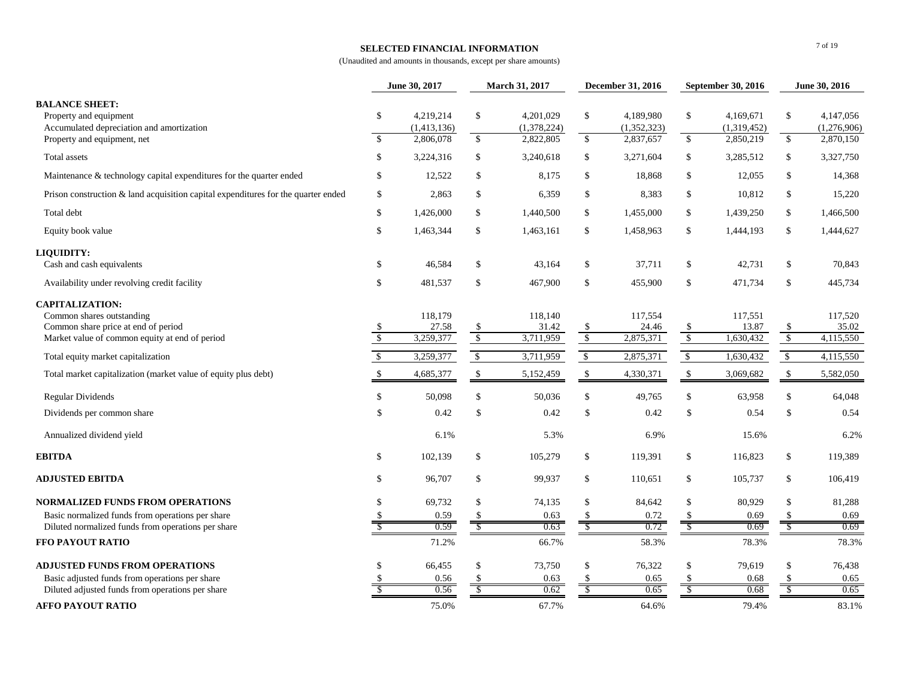## SELECTED FINANCIAL INFORMATION

(Unaudited and amounts in thousands, except per share amounts)

| | June 30, 2017 | March 31, 2017 | December 31, 2016 | September 30, 2016 | June 30, 2016 |
|---|---|---|---|---|---|
| **BALANCE SHEET:** | | | | | |
| Property and equipment | $ 4,219,214 | $ 4,201,029 | $ 4,189,980 | $ 4,169,671 | $ 4,147,056 |
| Accumulated depreciation and amortization | (1,413,136) | (1,378,224) | (1,352,323) | (1,319,452) | (1,276,906) |
| Property and equipment, net | $ 2,806,078 | $ 2,822,805 | $ 2,837,657 | $ 2,850,219 | $ 2,870,150 |
| Total assets | $ 3,224,316 | $ 3,240,618 | $ 3,271,604 | $ 3,285,512 | $ 3,327,750 |
| Maintenance & technology capital expenditures for the quarter ended | $ 12,522 | $ 8,175 | $ 18,868 | $ 12,055 | $ 14,368 |
| Prison construction & land acquisition capital expenditures for the quarter ended | $ 2,863 | $ 6,359 | $ 8,383 | $ 10,812 | $ 15,220 |
| Total debt | $ 1,426,000 | $ 1,440,500 | $ 1,455,000 | $ 1,439,250 | $ 1,466,500 |
| Equity book value | $ 1,463,344 | $ 1,463,161 | $ 1,458,963 | $ 1,444,193 | $ 1,444,627 |
| **LIQUIDITY:** | | | | | |
| Cash and cash equivalents | $ 46,584 | $ 43,164 | $ 37,711 | $ 42,731 | $ 70,843 |
| Availability under revolving credit facility | $ 481,537 | $ 467,900 | $ 455,900 | $ 471,734 | $ 445,734 |
| **CAPITALIZATION:** | | | | | |
| Common shares outstanding | 118,179 | 118,140 | 117,554 | 117,551 | 117,520 |
| Common share price at end of period | $ 27.58 | $ 31.42 | $ 24.46 | $ 13.87 | $ 35.02 |
| Market value of common equity at end of period | $ 3,259,377 | $ 3,711,959 | $ 2,875,371 | $ 1,630,432 | $ 4,115,550 |
| Total equity market capitalization | $ 3,259,377 | $ 3,711,959 | $ 2,875,371 | $ 1,630,432 | $ 4,115,550 |
| Total market capitalization (market value of equity plus debt) | $ 4,685,377 | $ 5,152,459 | $ 4,330,371 | $ 3,069,682 | $ 5,582,050 |
| Regular Dividends | $ 50,098 | $ 50,036 | $ 49,765 | $ 63,958 | $ 64,048 |
| Dividends per common share | $ 0.42 | $ 0.42 | $ 0.42 | $ 0.54 | $ 0.54 |
| Annualized dividend yield | 6.1% | 5.3% | 6.9% | 15.6% | 6.2% |
| **EBITDA** | $ 102,139 | $ 105,279 | $ 119,391 | $ 116,823 | $ 119,389 |
| **ADJUSTED EBITDA** | $ 96,707 | $ 99,937 | $ 110,651 | $ 105,737 | $ 106,419 |
| **NORMALIZED FUNDS FROM OPERATIONS** | $ 69,732 | $ 74,135 | $ 84,642 | $ 80,929 | $ 81,288 |
| Basic normalized funds from operations per share | $ 0.59 | $ 0.63 | $ 0.72 | $ 0.69 | $ 0.69 |
| Diluted normalized funds from operations per share | $ 0.59 | $ 0.63 | $ 0.72 | $ 0.69 | $ 0.69 |
| **FFO PAYOUT RATIO** | 71.2% | 66.7% | 58.3% | 78.3% | 78.3% |
| **ADJUSTED FUNDS FROM OPERATIONS** | $ 66,455 | $ 73,750 | $ 76,322 | $ 79,619 | $ 76,438 |
| Basic adjusted funds from operations per share | $ 0.56 | $ 0.63 | $ 0.65 | $ 0.68 | $ 0.65 |
| Diluted adjusted funds from operations per share | $ 0.56 | $ 0.62 | $ 0.65 | $ 0.68 | $ 0.65 |
| **AFFO PAYOUT RATIO** | 75.0% | 67.7% | 64.6% | 79.4% | 83.1% |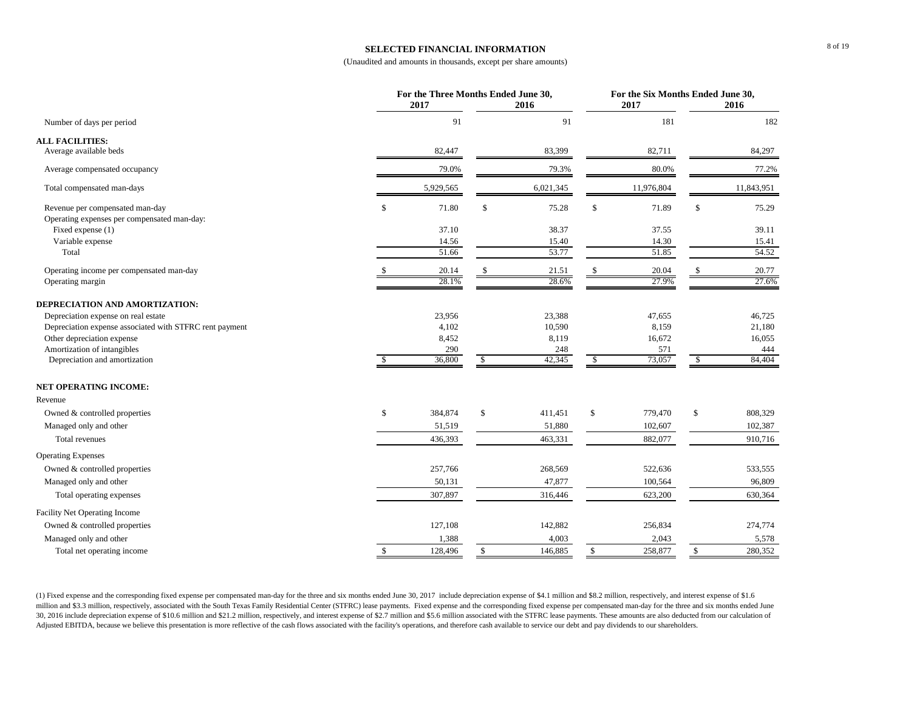## SELECTED FINANCIAL INFORMATION

(Unaudited and amounts in thousands, except per share amounts)

| | For the Three Months Ended June 30, 2017 | For the Three Months Ended June 30, 2016 | For the Six Months Ended June 30, 2017 | For the Six Months Ended June 30, 2016 |
|---|---|---|---|---|
| Number of days per period | 91 | 91 | 181 | 182 |
| **ALL FACILITIES:** | | | | |
| Average available beds | 82,447 | 83,399 | 82,711 | 84,297 |
| Average compensated occupancy | 79.0% | 79.3% | 80.0% | 77.2% |
| Total compensated man-days | 5,929,565 | 6,021,345 | 11,976,804 | 11,843,951 |
| Revenue per compensated man-day | $ 71.80 | $ 75.28 | $ 71.89 | $ 75.29 |
| Operating expenses per compensated man-day: | | | | |
| Fixed expense (1) | 37.10 | 38.37 | 37.55 | 39.11 |
| Variable expense | 14.56 | 15.40 | 14.30 | 15.41 |
| Total | 51.66 | 53.77 | 51.85 | 54.52 |
| Operating income per compensated man-day | $ 20.14 | $ 21.51 | $ 20.04 | $ 20.77 |
| Operating margin | 28.1% | 28.6% | 27.9% | 27.6% |
| **DEPRECIATION AND AMORTIZATION:** | | | | |
| Depreciation expense on real estate | 23,956 | 23,388 | 47,655 | 46,725 |
| Depreciation expense associated with STFRC rent payment | 4,102 | 10,590 | 8,159 | 21,180 |
| Other depreciation expense | 8,452 | 8,119 | 16,672 | 16,055 |
| Amortization of intangibles | 290 | 248 | 571 | 444 |
| Depreciation and amortization | $ 36,800 | $ 42,345 | $ 73,057 | $ 84,404 |
| **NET OPERATING INCOME:** | | | | |
| Revenue | | | | |
| Owned & controlled properties | $ 384,874 | $ 411,451 | $ 779,470 | $ 808,329 |
| Managed only and other | 51,519 | 51,880 | 102,607 | 102,387 |
| Total revenues | 436,393 | 463,331 | 882,077 | 910,716 |
| Operating Expenses | | | | |
| Owned & controlled properties | 257,766 | 268,569 | 522,636 | 533,555 |
| Managed only and other | 50,131 | 47,877 | 100,564 | 96,809 |
| Total operating expenses | 307,897 | 316,446 | 623,200 | 630,364 |
| Facility Net Operating Income | | | | |
| Owned & controlled properties | 127,108 | 142,882 | 256,834 | 274,774 |
| Managed only and other | 1,388 | 4,003 | 2,043 | 5,578 |
| Total net operating income | $ 128,496 | $ 146,885 | $ 258,877 | $ 280,352 |

(1) Fixed expense and the corresponding fixed expense per compensated man-day for the three and six months ended June 30, 2017 include depreciation expense of $4.1 million and $8.2 million, respectively, and interest expense of $1.6 million and $3.3 million, respectively, associated with the South Texas Family Residential Center (STFRC) lease payments. Fixed expense and the corresponding fixed expense per compensated man-day for the three and six months ended June 30, 2016 include depreciation expense of $10.6 million and $21.2 million, respectively, and interest expense of $2.7 million and $5.6 million associated with the STFRC lease payments. These amounts are also deducted from our calculation of Adjusted EBITDA, because we believe this presentation is more reflective of the cash flows associated with the facility's operations, and therefore cash available to service our debt and pay dividends to our shareholders.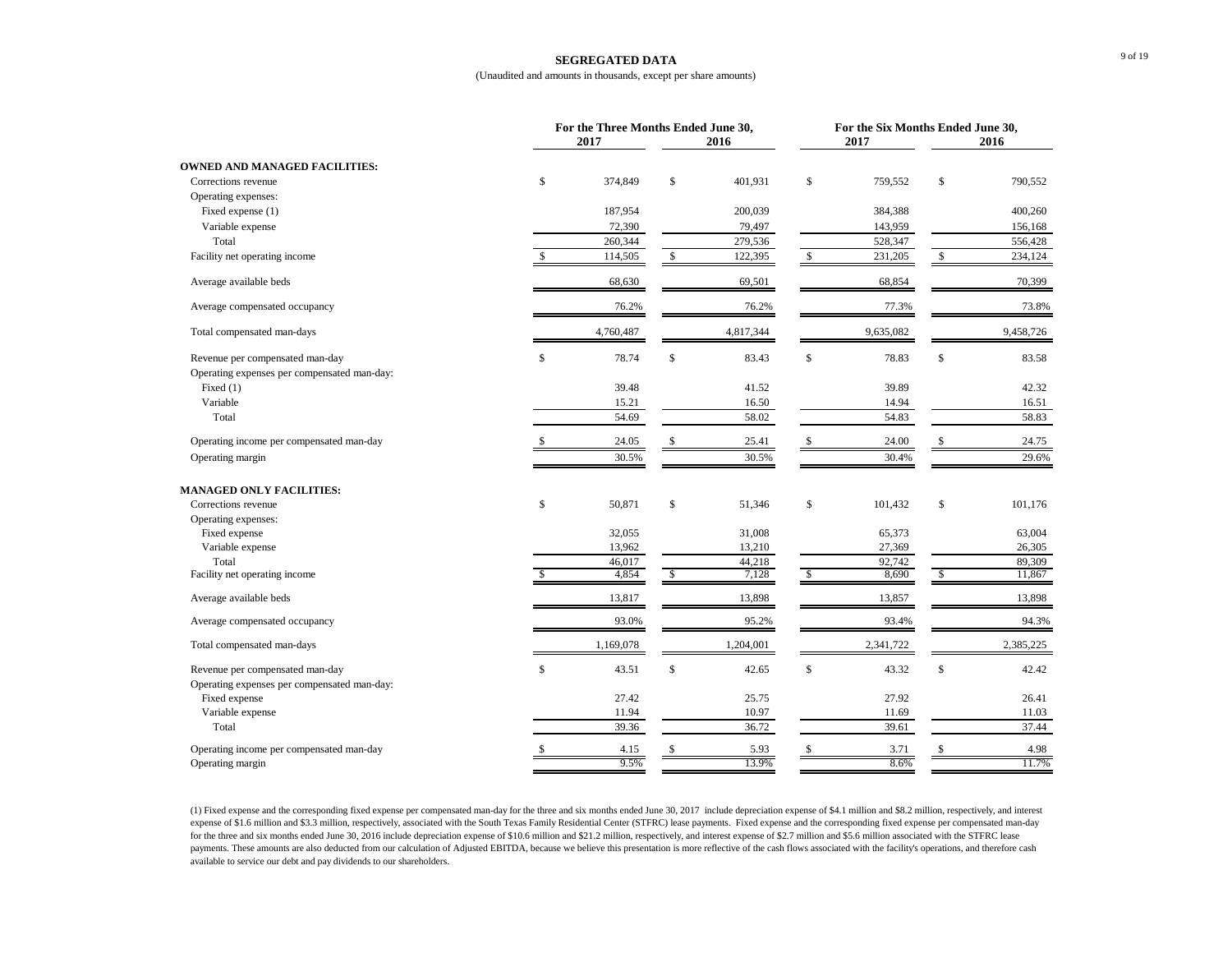# SEGREGATED DATA

(Unaudited and amounts in thousands, except per share amounts)

| | For the Three Months Ended June 30, | | For the Six Months Ended June 30, | |
|---|---|---|---|---|
| | 2017 | 2016 | 2017 | 2016 |
| **OWNED AND MANAGED FACILITIES:** | | | | |
| Corrections revenue | $ 374,849 | $ 401,931 | $ 759,552 | $ 790,552 |
| Operating expenses: | | | | |
| Fixed expense (1) | 187,954 | 200,039 | 384,388 | 400,260 |
| Variable expense | 72,390 | 79,497 | 143,959 | 156,168 |
| Total | 260,344 | 279,536 | 528,347 | 556,428 |
| Facility net operating income | $ 114,505 | $ 122,395 | $ 231,205 | $ 234,124 |
| Average available beds | 68,630 | 69,501 | 68,854 | 70,399 |
| Average compensated occupancy | 76.2% | 76.2% | 77.3% | 73.8% |
| Total compensated man-days | 4,760,487 | 4,817,344 | 9,635,082 | 9,458,726 |
| Revenue per compensated man-day | $ 78.74 | $ 83.43 | $ 78.83 | $ 83.58 |
| Operating expenses per compensated man-day: | | | | |
| Fixed (1) | 39.48 | 41.52 | 39.89 | 42.32 |
| Variable | 15.21 | 16.50 | 14.94 | 16.51 |
| Total | 54.69 | 58.02 | 54.83 | 58.83 |
| Operating income per compensated man-day | $ 24.05 | $ 25.41 | $ 24.00 | $ 24.75 |
| Operating margin | 30.5% | 30.5% | 30.4% | 29.6% |
| **MANAGED ONLY FACILITIES:** | | | | |
| Corrections revenue | $ 50,871 | $ 51,346 | $ 101,432 | $ 101,176 |
| Operating expenses: | | | | |
| Fixed expense | 32,055 | 31,008 | 65,373 | 63,004 |
| Variable expense | 13,962 | 13,210 | 27,369 | 26,305 |
| Total | 46,017 | 44,218 | 92,742 | 89,309 |
| Facility net operating income | $ 4,854 | $ 7,128 | $ 8,690 | $ 11,867 |
| Average available beds | 13,817 | 13,898 | 13,857 | 13,898 |
| Average compensated occupancy | 93.0% | 95.2% | 93.4% | 94.3% |
| Total compensated man-days | 1,169,078 | 1,204,001 | 2,341,722 | 2,385,225 |
| Revenue per compensated man-day | $ 43.51 | $ 42.65 | $ 43.32 | $ 42.42 |
| Operating expenses per compensated man-day: | | | | |
| Fixed expense | 27.42 | 25.75 | 27.92 | 26.41 |
| Variable expense | 11.94 | 10.97 | 11.69 | 11.03 |
| Total | 39.36 | 36.72 | 39.61 | 37.44 |
| Operating income per compensated man-day | $ 4.15 | $ 5.93 | $ 3.71 | $ 4.98 |
| Operating margin | 9.5% | 13.9% | 8.6% | 11.7% |

(1) Fixed expense and the corresponding fixed expense per compensated man-day for the three and six months ended June 30, 2017 include depreciation expense of $4.1 million and $8.2 million, respectively, and interest expense of $1.6 million and $3.3 million, respectively, associated with the South Texas Family Residential Center (STFRC) lease payments. Fixed expense and the corresponding fixed expense per compensated man-day for the three and six months ended June 30, 2016 include depreciation expense of $10.6 million and $21.2 million, respectively, and interest expense of $2.7 million and $5.6 million associated with the STFRC lease payments. These amounts are also deducted from our calculation of Adjusted EBITDA, because we believe this presentation is more reflective of the cash flows associated with the facility's operations, and therefore cash available to service our debt and pay dividends to our shareholders.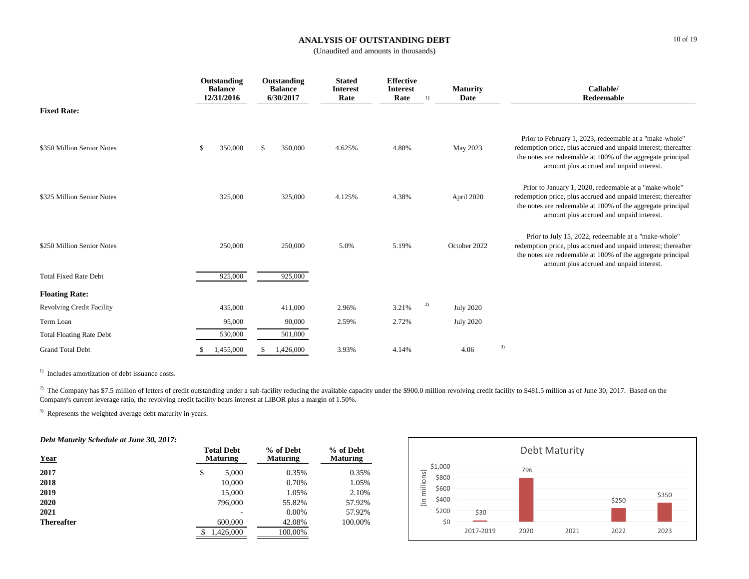# ANALYSIS OF OUTSTANDING DEBT

(Unaudited and amounts in thousands)

| | Outstanding Balance 12/31/2016 | Outstanding Balance 6/30/2017 | Stated Interest Rate | Effective Interest Rate [1] | Maturity Date | Callable/ Redeemable |
|---|---|---|---|---|---|---|
| **Fixed Rate:** | | | | | | |
| $350 Million Senior Notes | $ 350,000 | $ 350,000 | 4.625% | 4.80% | May 2023 | Prior to February 1, 2023, redeemable at a "make-whole" redemption price, plus accrued and unpaid interest; thereafter the notes are redeemable at 100% of the aggregate principal amount plus accrued and unpaid interest. |
| $325 Million Senior Notes | 325,000 | 325,000 | 4.125% | 4.38% | April 2020 | Prior to January 1, 2020, redeemable at a "make-whole" redemption price, plus accrued and unpaid interest; thereafter the notes are redeemable at 100% of the aggregate principal amount plus accrued and unpaid interest. |
| $250 Million Senior Notes | 250,000 | 250,000 | 5.0% | 5.19% | October 2022 | Prior to July 15, 2022, redeemable at a "make-whole" redemption price, plus accrued and unpaid interest; thereafter the notes are redeemable at 100% of the aggregate principal amount plus accrued and unpaid interest. |
| Total Fixed Rate Debt | 925,000 | 925,000 | | | | |
| **Floating Rate:** | | | | | | |
| Revolving Credit Facility | 435,000 | 411,000 | 2.96% | 3.21% [2] | July 2020 | |
| Term Loan | 95,000 | 90,000 | 2.59% | 2.72% | July 2020 | |
| Total Floating Rate Debt | 530,000 | 501,000 | | | | |
| Grand Total Debt | $ 1,455,000 | $ 1,426,000 | 3.93% | 4.14% | 4.06 [3] | |

[1] Includes amortization of debt issuance costs.

[2] The Company has $7.5 million of letters of credit outstanding under a sub-facility reducing the available capacity under the $900.0 million revolving credit facility to $481.5 million as of June 30, 2017. Based on the Company's current leverage ratio, the revolving credit facility bears interest at LIBOR plus a margin of 1.50%.

[3] Represents the weighted average debt maturity in years.

***Debt Maturity Schedule at June 30, 2017:***

| Year | Total Debt Maturing | % of Debt Maturing | % of Debt Maturing |
|---|---|---|---|
| **2017** | $ 5,000 | 0.35% | 0.35% |
| **2018** | 10,000 | 0.70% | 1.05% |
| **2019** | 15,000 | 1.05% | 2.10% |
| **2020** | 796,000 | 55.82% | 57.92% |
| **2021** | - | 0.00% | 57.92% |
| **Thereafter** | 600,000 | 42.08% | 100.00% |
| | $ 1,426,000 | 100.00% | |

**Debt Maturity** (in millions)

| Year | Amount |
|---|---|
| 2017-2019 | $30 |
| 2020 | 796 |
| 2021 | |
| 2022 | $250 |
| 2023 | $350 |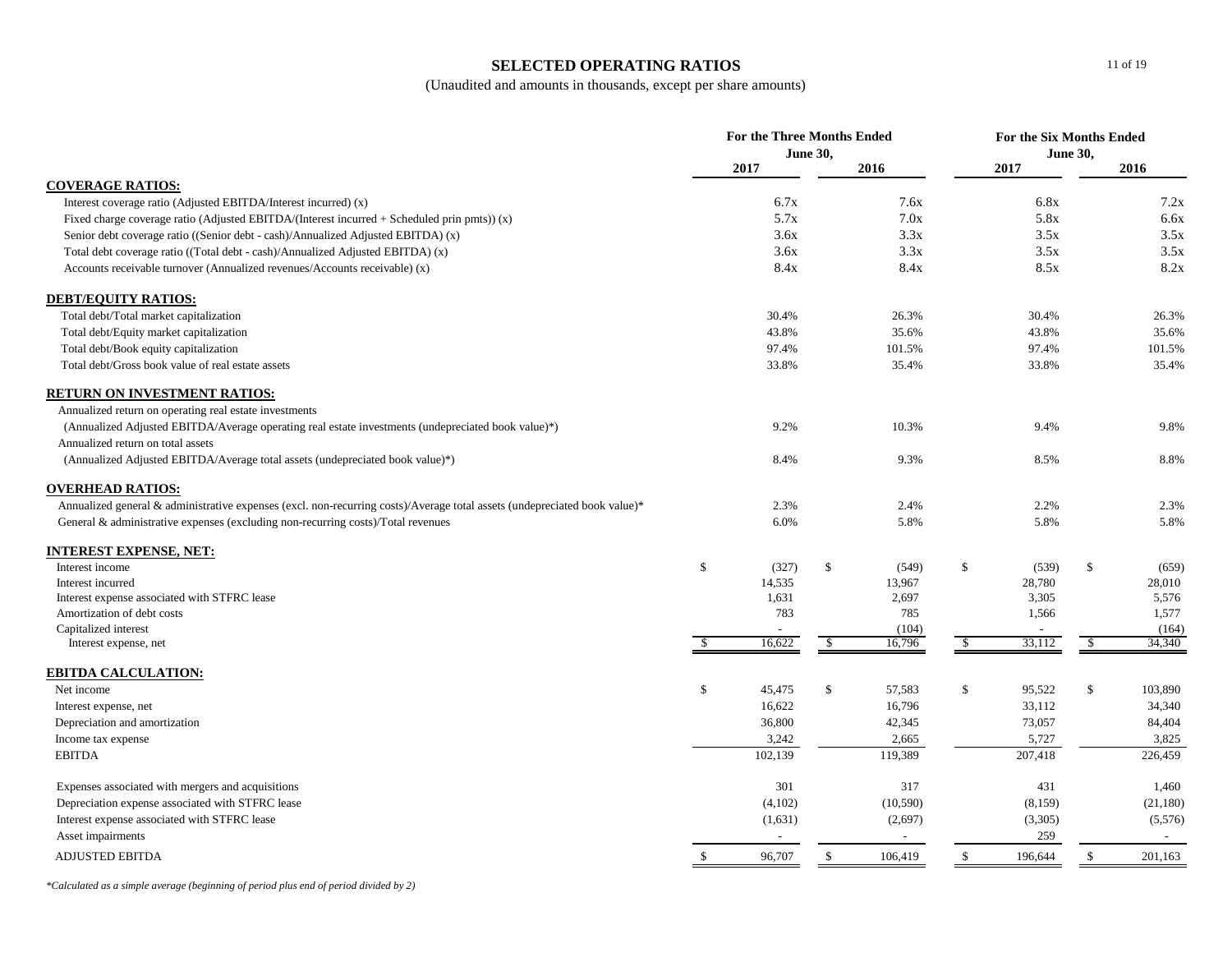# SELECTED OPERATING RATIOS

(Unaudited and amounts in thousands, except per share amounts)

| | For the Three Months Ended June 30, | | For the Six Months Ended June 30, | |
|---|---|---|---|---|
| | 2017 | 2016 | 2017 | 2016 |
| **COVERAGE RATIOS:** | | | | |
| Interest coverage ratio (Adjusted EBITDA/Interest incurred) (x) | 6.7x | 7.6x | 6.8x | 7.2x |
| Fixed charge coverage ratio (Adjusted EBITDA/(Interest incurred + Scheduled prin pmts)) (x) | 5.7x | 7.0x | 5.8x | 6.6x |
| Senior debt coverage ratio ((Senior debt - cash)/Annualized Adjusted EBITDA) (x) | 3.6x | 3.3x | 3.5x | 3.5x |
| Total debt coverage ratio ((Total debt - cash)/Annualized Adjusted EBITDA) (x) | 3.6x | 3.3x | 3.5x | 3.5x |
| Accounts receivable turnover (Annualized revenues/Accounts receivable) (x) | 8.4x | 8.4x | 8.5x | 8.2x |
| **DEBT/EQUITY RATIOS:** | | | | |
| Total debt/Total market capitalization | 30.4% | 26.3% | 30.4% | 26.3% |
| Total debt/Equity market capitalization | 43.8% | 35.6% | 43.8% | 35.6% |
| Total debt/Book equity capitalization | 97.4% | 101.5% | 97.4% | 101.5% |
| Total debt/Gross book value of real estate assets | 33.8% | 35.4% | 33.8% | 35.4% |
| **RETURN ON INVESTMENT RATIOS:** | | | | |
| Annualized return on operating real estate investments | | | | |
| (Annualized Adjusted EBITDA/Average operating real estate investments (undepreciated book value)*) | 9.2% | 10.3% | 9.4% | 9.8% |
| Annualized return on total assets | | | | |
| (Annualized Adjusted EBITDA/Average total assets (undepreciated book value)*) | 8.4% | 9.3% | 8.5% | 8.8% |
| **OVERHEAD RATIOS:** | | | | |
| Annualized general & administrative expenses (excl. non-recurring costs)/Average total assets (undepreciated book value)* | 2.3% | 2.4% | 2.2% | 2.3% |
| General & administrative expenses (excluding non-recurring costs)/Total revenues | 6.0% | 5.8% | 5.8% | 5.8% |
| **INTEREST EXPENSE, NET:** | | | | |
| Interest income | $ (327) | $ (549) | $ (539) | $ (659) |
| Interest incurred | 14,535 | 13,967 | 28,780 | 28,010 |
| Interest expense associated with STFRC lease | 1,631 | 2,697 | 3,305 | 5,576 |
| Amortization of debt costs | 783 | 785 | 1,566 | 1,577 |
| Capitalized interest | - | (104) | - | (164) |
| Interest expense, net | $ 16,622 | $ 16,796 | $ 33,112 | $ 34,340 |
| **EBITDA CALCULATION:** | | | | |
| Net income | $ 45,475 | $ 57,583 | $ 95,522 | $ 103,890 |
| Interest expense, net | 16,622 | 16,796 | 33,112 | 34,340 |
| Depreciation and amortization | 36,800 | 42,345 | 73,057 | 84,404 |
| Income tax expense | 3,242 | 2,665 | 5,727 | 3,825 |
| EBITDA | 102,139 | 119,389 | 207,418 | 226,459 |
| Expenses associated with mergers and acquisitions | 301 | 317 | 431 | 1,460 |
| Depreciation expense associated with STFRC lease | (4,102) | (10,590) | (8,159) | (21,180) |
| Interest expense associated with STFRC lease | (1,631) | (2,697) | (3,305) | (5,576) |
| Asset impairments | - | - | 259 | - |
| ADJUSTED EBITDA | $ 96,707 | $ 106,419 | $ 196,644 | $ 201,163 |

*\*Calculated as a simple average (beginning of period plus end of period divided by 2)*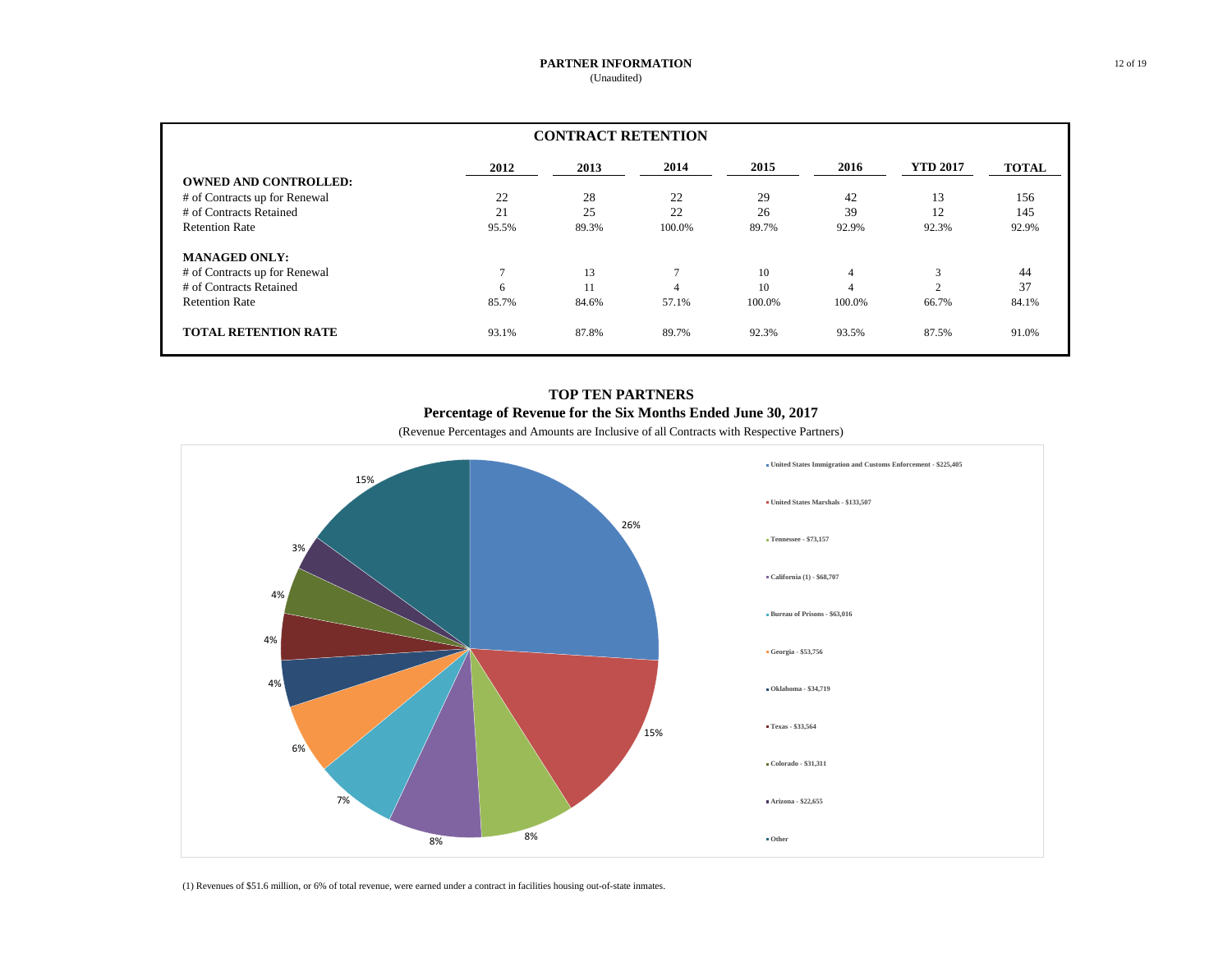# PARTNER INFORMATION
(Unaudited)

## CONTRACT RETENTION

| | 2012 | 2013 | 2014 | 2015 | 2016 | YTD 2017 | TOTAL |
|---|---|---|---|---|---|---|---|
| **OWNED AND CONTROLLED:** | | | | | | | |
| # of Contracts up for Renewal | 22 | 28 | 22 | 29 | 42 | 13 | 156 |
| # of Contracts Retained | 21 | 25 | 22 | 26 | 39 | 12 | 145 |
| Retention Rate | 95.5% | 89.3% | 100.0% | 89.7% | 92.9% | 92.3% | 92.9% |
| **MANAGED ONLY:** | | | | | | | |
| # of Contracts up for Renewal | 7 | 13 | 7 | 10 | 4 | 3 | 44 |
| # of Contracts Retained | 6 | 11 | 4 | 10 | 4 | 2 | 37 |
| Retention Rate | 85.7% | 84.6% | 57.1% | 100.0% | 100.0% | 66.7% | 84.1% |
| **TOTAL RETENTION RATE** | 93.1% | 87.8% | 89.7% | 92.3% | 93.5% | 87.5% | 91.0% |

## TOP TEN PARTNERS

### Percentage of Revenue for the Six Months Ended June 30, 2017

(Revenue Percentages and Amounts are Inclusive of all Contracts with Respective Partners)

| Partner | Percentage |
|---|---|
| United States Immigration and Customs Enforcement - $225,405 | 26% |
| United States Marshals - $133,507 | 15% |
| Tennessee - $73,157 | 8% |
| California (1) - $68,707 | 8% |
| Bureau of Prisons - $63,016 | 7% |
| Georgia - $53,756 | 6% |
| Oklahoma - $34,719 | 4% |
| Texas - $33,564 | 4% |
| Colorado - $31,311 | 4% |
| Arizona - $22,655 | 3% |
| Other | 15% |

(1) Revenues of $51.6 million, or 6% of total revenue, were earned under a contract in facilities housing out-of-state inmates.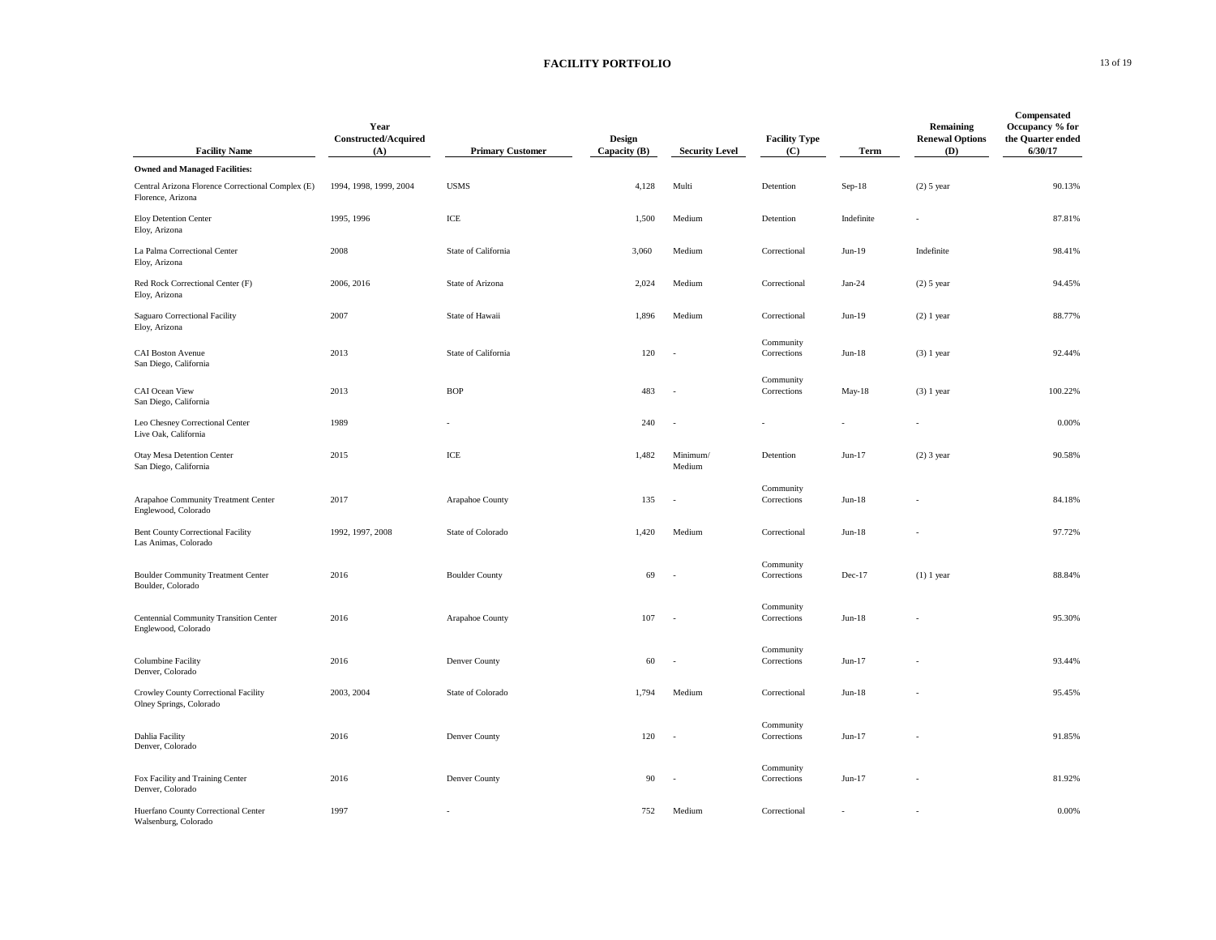# FACILITY PORTFOLIO

| Facility Name | Year Constructed/Acquired (A) | Primary Customer | Design Capacity (B) | Security Level | Facility Type (C) | Term | Remaining Renewal Options (D) | Compensated Occupancy % for the Quarter ended 6/30/17 |
|---|---|---|---|---|---|---|---|---|
| **Owned and Managed Facilities:** | | | | | | | | |
| Central Arizona Florence Correctional Complex (E) Florence, Arizona | 1994, 1998, 1999, 2004 | USMS | 4,128 | Multi | Detention | Sep-18 | (2) 5 year | 90.13% |
| Eloy Detention Center Eloy, Arizona | 1995, 1996 | ICE | 1,500 | Medium | Detention | Indefinite | - | 87.81% |
| La Palma Correctional Center Eloy, Arizona | 2008 | State of California | 3,060 | Medium | Correctional | Jun-19 | Indefinite | 98.41% |
| Red Rock Correctional Center (F) Eloy, Arizona | 2006, 2016 | State of Arizona | 2,024 | Medium | Correctional | Jan-24 | (2) 5 year | 94.45% |
| Saguaro Correctional Facility Eloy, Arizona | 2007 | State of Hawaii | 1,896 | Medium | Correctional | Jun-19 | (2) 1 year | 88.77% |
| CAI Boston Avenue San Diego, California | 2013 | State of California | 120 | - | Community Corrections | Jun-18 | (3) 1 year | 92.44% |
| CAI Ocean View San Diego, California | 2013 | BOP | 483 | - | Community Corrections | May-18 | (3) 1 year | 100.22% |
| Leo Chesney Correctional Center Live Oak, California | 1989 | - | 240 | - | - | - | - | 0.00% |
| Otay Mesa Detention Center San Diego, California | 2015 | ICE | 1,482 | Minimum/ Medium | Detention | Jun-17 | (2) 3 year | 90.58% |
| Arapahoe Community Treatment Center Englewood, Colorado | 2017 | Arapahoe County | 135 | - | Community Corrections | Jun-18 | - | 84.18% |
| Bent County Correctional Facility Las Animas, Colorado | 1992, 1997, 2008 | State of Colorado | 1,420 | Medium | Correctional | Jun-18 | - | 97.72% |
| Boulder Community Treatment Center Boulder, Colorado | 2016 | Boulder County | 69 | - | Community Corrections | Dec-17 | (1) 1 year | 88.84% |
| Centennial Community Transition Center Englewood, Colorado | 2016 | Arapahoe County | 107 | - | Community Corrections | Jun-18 | - | 95.30% |
| Columbine Facility Denver, Colorado | 2016 | Denver County | 60 | - | Community Corrections | Jun-17 | - | 93.44% |
| Crowley County Correctional Facility Olney Springs, Colorado | 2003, 2004 | State of Colorado | 1,794 | Medium | Correctional | Jun-18 | - | 95.45% |
| Dahlia Facility Denver, Colorado | 2016 | Denver County | 120 | - | Community Corrections | Jun-17 | - | 91.85% |
| Fox Facility and Training Center Denver, Colorado | 2016 | Denver County | 90 | - | Community Corrections | Jun-17 | - | 81.92% |
| Huerfano County Correctional Center Walsenburg, Colorado | 1997 | - | 752 | Medium | Correctional | - | - | 0.00% |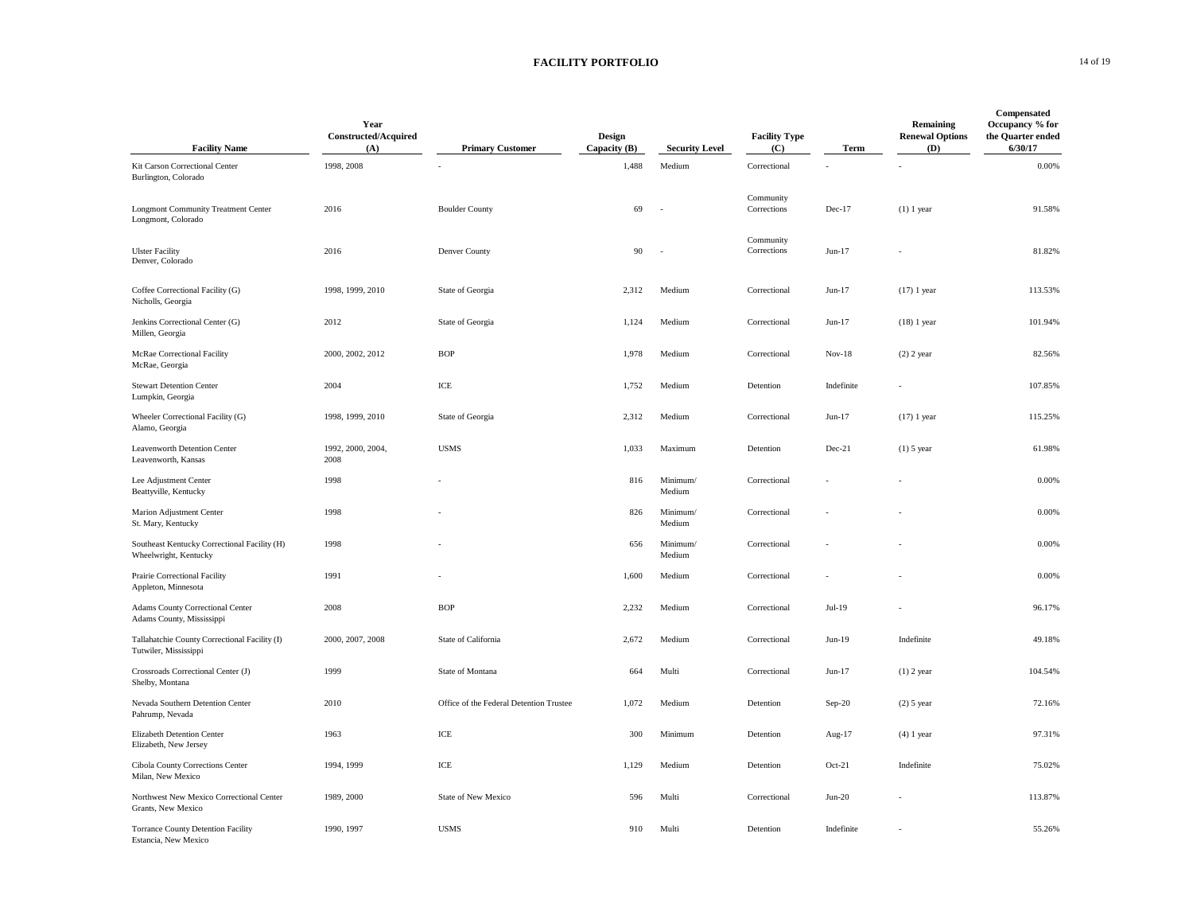## FACILITY PORTFOLIO

| Facility Name | Year Constructed/Acquired (A) | Primary Customer | Design Capacity (B) | Security Level | Facility Type (C) | Term | Remaining Renewal Options (D) | Compensated Occupancy % for the Quarter ended 6/30/17 |
|---|---|---|---|---|---|---|---|---|
| Kit Carson Correctional Center<br>Burlington, Colorado | 1998, 2008 | - | 1,488 | Medium | Correctional | - | - | 0.00% |
| Longmont Community Treatment Center<br>Longmont, Colorado | 2016 | Boulder County | 69 | - | Community Corrections | Dec-17 | (1) 1 year | 91.58% |
| Ulster Facility<br>Denver, Colorado | 2016 | Denver County | 90 | - | Community Corrections | Jun-17 | - | 81.82% |
| Coffee Correctional Facility (G)<br>Nicholls, Georgia | 1998, 1999, 2010 | State of Georgia | 2,312 | Medium | Correctional | Jun-17 | (17) 1 year | 113.53% |
| Jenkins Correctional Center (G)<br>Millen, Georgia | 2012 | State of Georgia | 1,124 | Medium | Correctional | Jun-17 | (18) 1 year | 101.94% |
| McRae Correctional Facility<br>McRae, Georgia | 2000, 2002, 2012 | BOP | 1,978 | Medium | Correctional | Nov-18 | (2) 2 year | 82.56% |
| Stewart Detention Center<br>Lumpkin, Georgia | 2004 | ICE | 1,752 | Medium | Detention | Indefinite | - | 107.85% |
| Wheeler Correctional Facility (G)<br>Alamo, Georgia | 1998, 1999, 2010 | State of Georgia | 2,312 | Medium | Correctional | Jun-17 | (17) 1 year | 115.25% |
| Leavenworth Detention Center<br>Leavenworth, Kansas | 1992, 2000, 2004, 2008 | USMS | 1,033 | Maximum | Detention | Dec-21 | (1) 5 year | 61.98% |
| Lee Adjustment Center<br>Beattyville, Kentucky | 1998 | - | 816 | Minimum/ Medium | Correctional | - | - | 0.00% |
| Marion Adjustment Center<br>St. Mary, Kentucky | 1998 | - | 826 | Minimum/ Medium | Correctional | - | - | 0.00% |
| Southeast Kentucky Correctional Facility (H)<br>Wheelwright, Kentucky | 1998 | - | 656 | Minimum/ Medium | Correctional | - | - | 0.00% |
| Prairie Correctional Facility<br>Appleton, Minnesota | 1991 | - | 1,600 | Medium | Correctional | - | - | 0.00% |
| Adams County Correctional Center<br>Adams County, Mississippi | 2008 | BOP | 2,232 | Medium | Correctional | Jul-19 | - | 96.17% |
| Tallahatchie County Correctional Facility (I)<br>Tutwiler, Mississippi | 2000, 2007, 2008 | State of California | 2,672 | Medium | Correctional | Jun-19 | Indefinite | 49.18% |
| Crossroads Correctional Center (J)<br>Shelby, Montana | 1999 | State of Montana | 664 | Multi | Correctional | Jun-17 | (1) 2 year | 104.54% |
| Nevada Southern Detention Center<br>Pahrump, Nevada | 2010 | Office of the Federal Detention Trustee | 1,072 | Medium | Detention | Sep-20 | (2) 5 year | 72.16% |
| Elizabeth Detention Center<br>Elizabeth, New Jersey | 1963 | ICE | 300 | Minimum | Detention | Aug-17 | (4) 1 year | 97.31% |
| Cibola County Corrections Center<br>Milan, New Mexico | 1994, 1999 | ICE | 1,129 | Medium | Detention | Oct-21 | Indefinite | 75.02% |
| Northwest New Mexico Correctional Center<br>Grants, New Mexico | 1989, 2000 | State of New Mexico | 596 | Multi | Correctional | Jun-20 | - | 113.87% |
| Torrance County Detention Facility<br>Estancia, New Mexico | 1990, 1997 | USMS | 910 | Multi | Detention | Indefinite | - | 55.26% |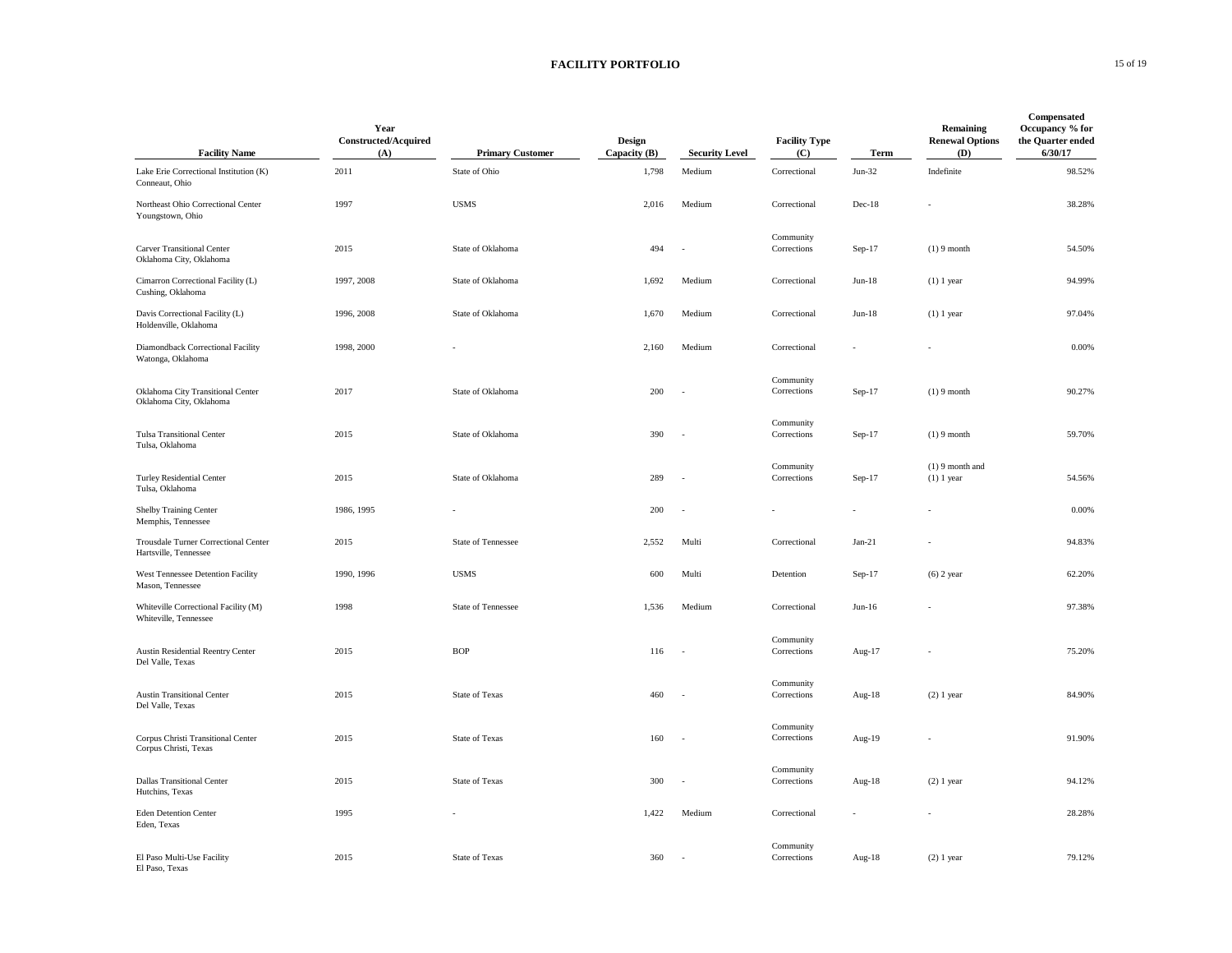# FACILITY PORTFOLIO

| Facility Name | Year Constructed/Acquired (A) | Primary Customer | Design Capacity (B) | Security Level | Facility Type (C) | Term | Remaining Renewal Options (D) | Compensated Occupancy % for the Quarter ended 6/30/17 |
|---|---|---|---|---|---|---|---|---|
| Lake Erie Correctional Institution (K) Conneaut, Ohio | 2011 | State of Ohio | 1,798 | Medium | Correctional | Jun-32 | Indefinite | 98.52% |
| Northeast Ohio Correctional Center Youngstown, Ohio | 1997 | USMS | 2,016 | Medium | Correctional | Dec-18 | - | 38.28% |
| Carver Transitional Center Oklahoma City, Oklahoma | 2015 | State of Oklahoma | 494 | - | Community Corrections | Sep-17 | (1) 9 month | 54.50% |
| Cimarron Correctional Facility (L) Cushing, Oklahoma | 1997, 2008 | State of Oklahoma | 1,692 | Medium | Correctional | Jun-18 | (1) 1 year | 94.99% |
| Davis Correctional Facility (L) Holdenville, Oklahoma | 1996, 2008 | State of Oklahoma | 1,670 | Medium | Correctional | Jun-18 | (1) 1 year | 97.04% |
| Diamondback Correctional Facility Watonga, Oklahoma | 1998, 2000 | - | 2,160 | Medium | Correctional | - | - | 0.00% |
| Oklahoma City Transitional Center Oklahoma City, Oklahoma | 2017 | State of Oklahoma | 200 | - | Community Corrections | Sep-17 | (1) 9 month | 90.27% |
| Tulsa Transitional Center Tulsa, Oklahoma | 2015 | State of Oklahoma | 390 | - | Community Corrections | Sep-17 | (1) 9 month | 59.70% |
| Turley Residential Center Tulsa, Oklahoma | 2015 | State of Oklahoma | 289 | - | Community Corrections | Sep-17 | (1) 9 month and (1) 1 year | 54.56% |
| Shelby Training Center Memphis, Tennessee | 1986, 1995 | - | 200 | - | - | - | - | 0.00% |
| Trousdale Turner Correctional Center Hartsville, Tennessee | 2015 | State of Tennessee | 2,552 | Multi | Correctional | Jan-21 | - | 94.83% |
| West Tennessee Detention Facility Mason, Tennessee | 1990, 1996 | USMS | 600 | Multi | Detention | Sep-17 | (6) 2 year | 62.20% |
| Whiteville Correctional Facility (M) Whiteville, Tennessee | 1998 | State of Tennessee | 1,536 | Medium | Correctional | Jun-16 | - | 97.38% |
| Austin Residential Reentry Center Del Valle, Texas | 2015 | BOP | 116 | - | Community Corrections | Aug-17 | - | 75.20% |
| Austin Transitional Center Del Valle, Texas | 2015 | State of Texas | 460 | - | Community Corrections | Aug-18 | (2) 1 year | 84.90% |
| Corpus Christi Transitional Center Corpus Christi, Texas | 2015 | State of Texas | 160 | - | Community Corrections | Aug-19 | - | 91.90% |
| Dallas Transitional Center Hutchins, Texas | 2015 | State of Texas | 300 | - | Community Corrections | Aug-18 | (2) 1 year | 94.12% |
| Eden Detention Center Eden, Texas | 1995 | - | 1,422 | Medium | Correctional | - | - | 28.28% |
| El Paso Multi-Use Facility El Paso, Texas | 2015 | State of Texas | 360 | - | Community Corrections | Aug-18 | (2) 1 year | 79.12% |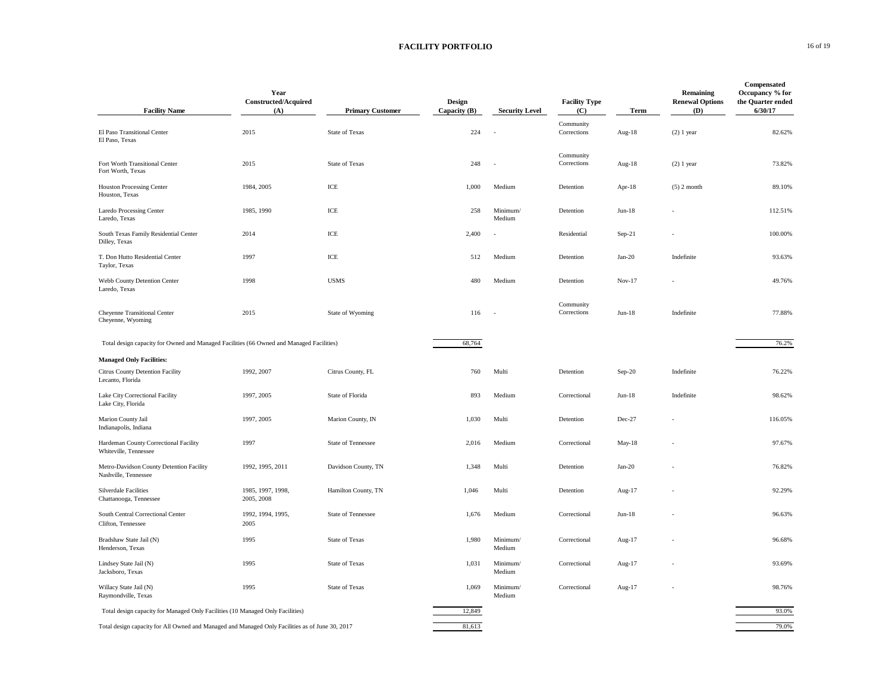# FACILITY PORTFOLIO

| Facility Name | Year Constructed/Acquired (A) | Primary Customer | Design Capacity (B) | Security Level | Facility Type (C) | Term | Remaining Renewal Options (D) | Compensated Occupancy % for the Quarter ended 6/30/17 |
|---|---|---|---|---|---|---|---|---|
| El Paso Transitional Center<br>El Paso, Texas | 2015 | State of Texas | 224 | - | Community Corrections | Aug-18 | (2) 1 year | 82.62% |
| Fort Worth Transitional Center<br>Fort Worth, Texas | 2015 | State of Texas | 248 | - | Community Corrections | Aug-18 | (2) 1 year | 73.82% |
| Houston Processing Center<br>Houston, Texas | 1984, 2005 | ICE | 1,000 | Medium | Detention | Apr-18 | (5) 2 month | 89.10% |
| Laredo Processing Center<br>Laredo, Texas | 1985, 1990 | ICE | 258 | Minimum/ Medium | Detention | Jun-18 | - | 112.51% |
| South Texas Family Residential Center<br>Dilley, Texas | 2014 | ICE | 2,400 | - | Residential | Sep-21 | - | 100.00% |
| T. Don Hutto Residential Center<br>Taylor, Texas | 1997 | ICE | 512 | Medium | Detention | Jan-20 | Indefinite | 93.63% |
| Webb County Detention Center<br>Laredo, Texas | 1998 | USMS | 480 | Medium | Detention | Nov-17 | - | 49.76% |
| Cheyenne Transitional Center<br>Cheyenne, Wyoming | 2015 | State of Wyoming | 116 | - | Community Corrections | Jun-18 | Indefinite | 77.88% |
| Total design capacity for Owned and Managed Facilities (66 Owned and Managed Facilities) | | | 68,764 | | | | | 76.2% |
| **Managed Only Facilities:** | | | | | | | | |
| Citrus County Detention Facility<br>Lecanto, Florida | 1992, 2007 | Citrus County, FL | 760 | Multi | Detention | Sep-20 | Indefinite | 76.22% |
| Lake City Correctional Facility<br>Lake City, Florida | 1997, 2005 | State of Florida | 893 | Medium | Correctional | Jun-18 | Indefinite | 98.62% |
| Marion County Jail<br>Indianapolis, Indiana | 1997, 2005 | Marion County, IN | 1,030 | Multi | Detention | Dec-27 | - | 116.05% |
| Hardeman County Correctional Facility<br>Whiteville, Tennessee | 1997 | State of Tennessee | 2,016 | Medium | Correctional | May-18 | - | 97.67% |
| Metro-Davidson County Detention Facility<br>Nashville, Tennessee | 1992, 1995, 2011 | Davidson County, TN | 1,348 | Multi | Detention | Jan-20 | - | 76.82% |
| Silverdale Facilities<br>Chattanooga, Tennessee | 1985, 1997, 1998, 2005, 2008 | Hamilton County, TN | 1,046 | Multi | Detention | Aug-17 | - | 92.29% |
| South Central Correctional Center<br>Clifton, Tennessee | 1992, 1994, 1995, 2005 | State of Tennessee | 1,676 | Medium | Correctional | Jun-18 | - | 96.63% |
| Bradshaw State Jail (N)<br>Henderson, Texas | 1995 | State of Texas | 1,980 | Minimum/ Medium | Correctional | Aug-17 | - | 96.68% |
| Lindsey State Jail (N)<br>Jacksboro, Texas | 1995 | State of Texas | 1,031 | Minimum/ Medium | Correctional | Aug-17 | - | 93.69% |
| Willacy State Jail (N)<br>Raymondville, Texas | 1995 | State of Texas | 1,069 | Minimum/ Medium | Correctional | Aug-17 | - | 98.76% |
| Total design capacity for Managed Only Facilities (10 Managed Only Facilities) | | | 12,849 | | | | | 93.0% |
| Total design capacity for All Owned and Managed and Managed Only Facilities as of June 30, 2017 | | | 81,613 | | | | | 79.0% |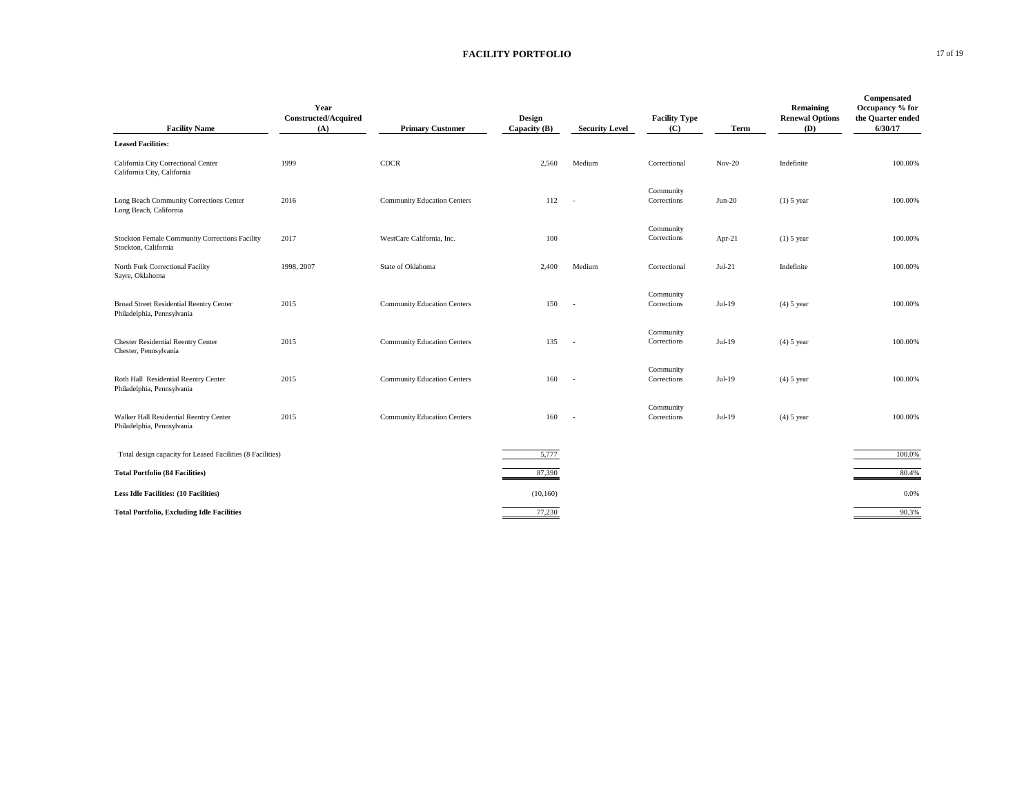# FACILITY PORTFOLIO

| Facility Name | Year Constructed/Acquired (A) | Primary Customer | Design Capacity (B) | Security Level | Facility Type (C) | Term | Remaining Renewal Options (D) | Compensated Occupancy % for the Quarter ended 6/30/17 |
|---|---|---|---|---|---|---|---|---|
| **Leased Facilities:** | | | | | | | | |
| California City Correctional Center<br>California City, California | 1999 | CDCR | 2,560 | Medium | Correctional | Nov-20 | Indefinite | 100.00% |
| Long Beach Community Corrections Center<br>Long Beach, California | 2016 | Community Education Centers | 112 | - | Community Corrections | Jun-20 | (1) 5 year | 100.00% |
| Stockton Female Community Corrections Facility<br>Stockton, California | 2017 | WestCare California, Inc. | 100 | | Community Corrections | Apr-21 | (1) 5 year | 100.00% |
| North Fork Correctional Facility<br>Sayre, Oklahoma | 1998, 2007 | State of Oklahoma | 2,400 | Medium | Correctional | Jul-21 | Indefinite | 100.00% |
| Broad Street Residential Reentry Center<br>Philadelphia, Pennsylvania | 2015 | Community Education Centers | 150 | - | Community Corrections | Jul-19 | (4) 5 year | 100.00% |
| Chester Residential Reentry Center<br>Chester, Pennsylvania | 2015 | Community Education Centers | 135 | - | Community Corrections | Jul-19 | (4) 5 year | 100.00% |
| Roth Hall Residential Reentry Center<br>Philadelphia, Pennsylvania | 2015 | Community Education Centers | 160 | - | Community Corrections | Jul-19 | (4) 5 year | 100.00% |
| Walker Hall Residential Reentry Center<br>Philadelphia, Pennsylvania | 2015 | Community Education Centers | 160 | - | Community Corrections | Jul-19 | (4) 5 year | 100.00% |
| Total design capacity for Leased Facilities (8 Facilities) | | | 5,777 | | | | | 100.0% |
| **Total Portfolio (84 Facilities)** | | | 87,390 | | | | | 80.4% |
| **Less Idle Facilities: (10 Facilities)** | | | (10,160) | | | | | 0.0% |
| **Total Portfolio, Excluding Idle Facilities** | | | 77,230 | | | | | 90.3% |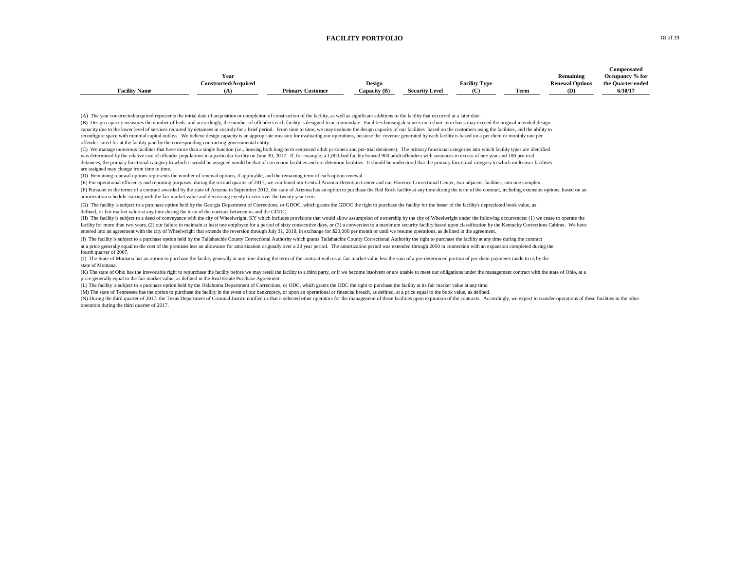# FACILITY PORTFOLIO

| Facility Name | Year Constructed/Acquired (A) | Primary Customer | Design Capacity (B) | Security Level | Facility Type (C) | Term | Remaining Renewal Options (D) | Compensated Occupancy % for the Quarter ended 6/30/17 |
|---|---|---|---|---|---|---|---|---|

(A) The year constructed/acquired represents the initial date of acquisition or completion of construction of the facility, as well as significant additions to the facility that occurred at a later date.

(B) Design capacity measures the number of beds, and accordingly, the number of offenders each facility is designed to accommodate. Facilities housing detainees on a short-term basis may exceed the original intended design capacity due to the lower level of services required by detainees in custody for a brief period. From time to time, we may evaluate the design capacity of our facilities based on the customers using the facilities, and the ability to reconfigure space with minimal capital outlays. We believe design capacity is an appropriate measure for evaluating our operations, because the revenue generated by each facility is based on a per diem or monthly rate per offender cared for at the facility paid by the corresponding contracting governmental entity.

(C) We manage numerous facilities that have more than a single function (i.e., housing both long-term sentenced adult prisoners and pre-trial detainees). The primary functional categories into which facility types are identified was determined by the relative size of offender populations in a particular facility on June 30, 2017. If, for example, a 1,000-bed facility housed 900 adult offenders with sentences in excess of one year and 100 pre-trial detainees, the primary functional category to which it would be assigned would be that of correction facilities and not detention facilities. It should be understood that the primary functional category to which multi-user facilities are assigned may change from time to time.

(D) Remaining renewal options represents the number of renewal options, if applicable, and the remaining term of each option renewal.

(E) For operational efficiency and reporting purposes, during the second quarter of 2017, we combined our Central Arizona Detention Center and our Florence Correctional Center, two adjacent facilities, into one complex.

(F) Pursuant to the terms of a contract awarded by the state of Arizona in September 2012, the state of Arizona has an option to purchase the Red Rock facility at any time during the term of the contract, including extension options, based on an amortization schedule starting with the fair market value and decreasing evenly to zero over the twenty year term.

(G) The facility is subject to a purchase option held by the Georgia Department of Corrections, or GDOC, which grants the GDOC the right to purchase the facility for the lesser of the facility's depreciated book value, as defined, or fair market value at any time during the term of the contract between us and the GDOC.

(H) The facility is subject to a deed of conveyance with the city of Wheelwright, KY which includes provisions that would allow assumption of ownership by the city of Wheelwright under the following occurrences: (1) we cease to operate the facility for more than two years, (2) our failure to maintain at least one employee for a period of sixty consecutive days, or (3) a conversion to a maximum security facility based upon classification by the Kentucky Corrections Cabinet. We have entered into an agreement with the city of Wheelwright that extends the reversion through July 31, 2018, in exchange for $20,000 per month or until we resume operations, as defined in the agreement.

(I) The facility is subject to a purchase option held by the Tallahatchie County Correctional Authority which grants Tallahatchie County Correctional Authority the right to purchase the facility at any time during the contract at a price generally equal to the cost of the premises less an allowance for amortization originally over a 20 year period. The amortization period was extended through 2050 in connection with an expansion completed during the fourth quarter of 2007.

(J) The State of Montana has an option to purchase the facility generally at any time during the term of the contract with us at fair market value less the sum of a pre-determined portion of per-diem payments made to us by the state of Montana.

(K) The state of Ohio has the irrevocable right to repurchase the facility before we may resell the facility to a third party, or if we become insolvent or are unable to meet our obligations under the management contract with the state of Ohio, at a price generally equal to the fair market value, as defined in the Real Estate Purchase Agreement.

(L) The facility is subject to a purchase option held by the Oklahoma Department of Corrections, or ODC, which grants the ODC the right to purchase the facility at its fair market value at any time.

(M) The state of Tennessee has the option to purchase the facility in the event of our bankruptcy, or upon an operational or financial breach, as defined, at a price equal to the book value, as defined.

(N) During the third quarter of 2017, the Texas Department of Criminal Justice notified us that it selected other operators for the management of these facilities upon expiration of the contracts. Accordingly, we expect to transfer operations of these facilities to the other operators during the third quarter of 2017.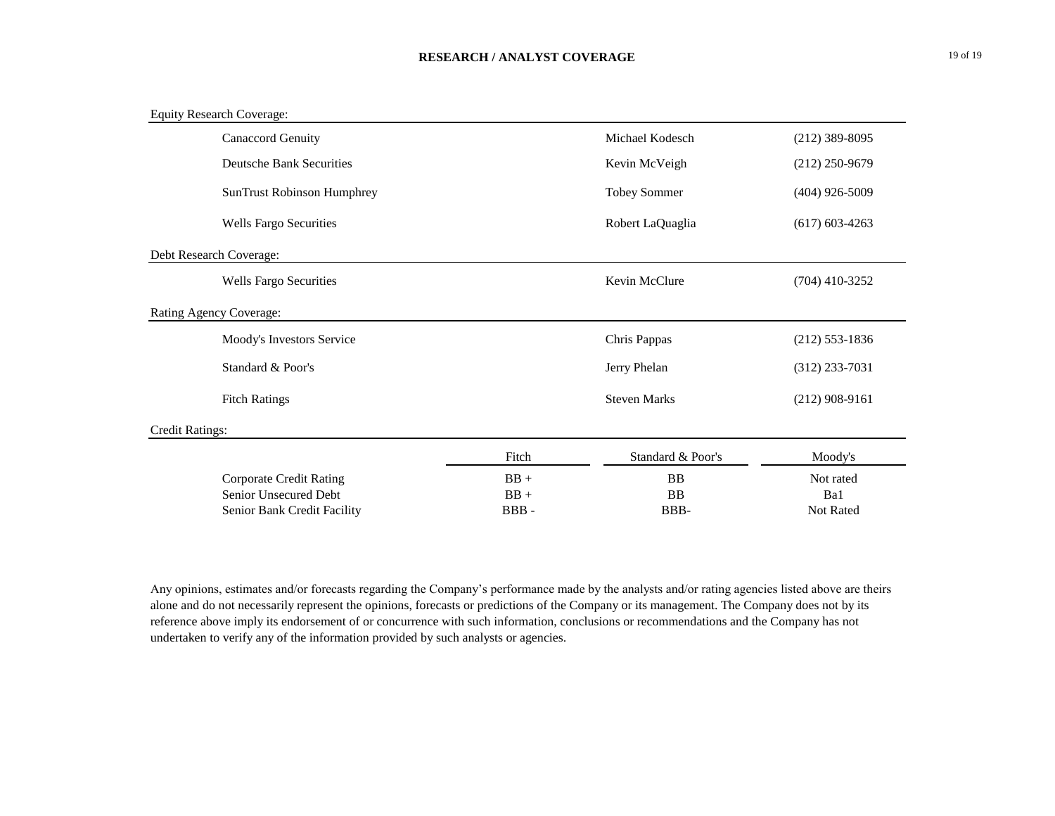## RESEARCH / ANALYST COVERAGE

Equity Research Coverage:

| | | |
|---|---|---|
| Canaccord Genuity | Michael Kodesch | (212) 389-8095 |
| Deutsche Bank Securities | Kevin McVeigh | (212) 250-9679 |
| SunTrust Robinson Humphrey | Tobey Sommer | (404) 926-5009 |
| Wells Fargo Securities | Robert LaQuaglia | (617) 603-4263 |

Debt Research Coverage:

| | | |
|---|---|---|
| Wells Fargo Securities | Kevin McClure | (704) 410-3252 |

Rating Agency Coverage:

| | | |
|---|---|---|
| Moody's Investors Service | Chris Pappas | (212) 553-1836 |
| Standard & Poor's | Jerry Phelan | (312) 233-7031 |
| Fitch Ratings | Steven Marks | (212) 908-9161 |

Credit Ratings:

| | Fitch | Standard & Poor's | Moody's |
|---|---|---|---|
| Corporate Credit Rating | BB + | BB | Not rated |
| Senior Unsecured Debt | BB + | BB | Ba1 |
| Senior Bank Credit Facility | BBB - | BBB- | Not Rated |

Any opinions, estimates and/or forecasts regarding the Company's performance made by the analysts and/or rating agencies listed above are theirs alone and do not necessarily represent the opinions, forecasts or predictions of the Company or its management. The Company does not by its reference above imply its endorsement of or concurrence with such information, conclusions or recommendations and the Company has not undertaken to verify any of the information provided by such analysts or agencies.